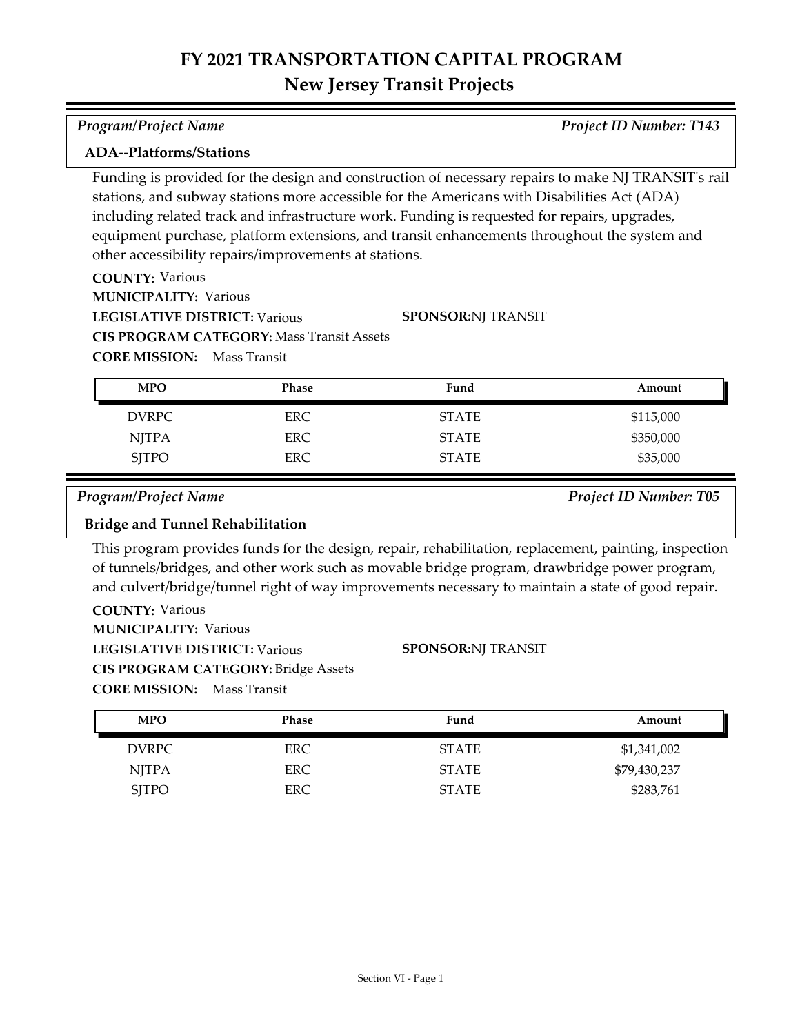# FY 2021 TRANSPORTATION CAPITAL PROGRAM
## New Jersey Transit Projects

*Program/Project Name* — *Project ID Number: T143*

**ADA--Platforms/Stations**

Funding is provided for the design and construction of necessary repairs to make NJ TRANSIT's rail stations, and subway stations more accessible for the Americans with Disabilities Act (ADA) including related track and infrastructure work. Funding is requested for repairs, upgrades, equipment purchase, platform extensions, and transit enhancements throughout the system and other accessibility repairs/improvements at stations.

**COUNTY:** Various
**MUNICIPALITY:** Various
**LEGISLATIVE DISTRICT:** Various
**SPONSOR:** NJ TRANSIT
**CIS PROGRAM CATEGORY:** Mass Transit Assets
**CORE MISSION:** Mass Transit

| MPO | Phase | Fund | Amount |
|---|---|---|---|
| DVRPC | ERC | STATE | $115,000 |
| NJTPA | ERC | STATE | $350,000 |
| SJTPO | ERC | STATE | $35,000 |

*Program/Project Name* — *Project ID Number: T05*

**Bridge and Tunnel Rehabilitation**

This program provides funds for the design, repair, rehabilitation, replacement, painting, inspection of tunnels/bridges, and other work such as movable bridge program, drawbridge power program, and culvert/bridge/tunnel right of way improvements necessary to maintain a state of good repair.

**COUNTY:** Various
**MUNICIPALITY:** Various
**LEGISLATIVE DISTRICT:** Various
**SPONSOR:** NJ TRANSIT
**CIS PROGRAM CATEGORY:** Bridge Assets
**CORE MISSION:** Mass Transit

| MPO | Phase | Fund | Amount |
|---|---|---|---|
| DVRPC | ERC | STATE | $1,341,002 |
| NJTPA | ERC | STATE | $79,430,237 |
| SJTPO | ERC | STATE | $283,761 |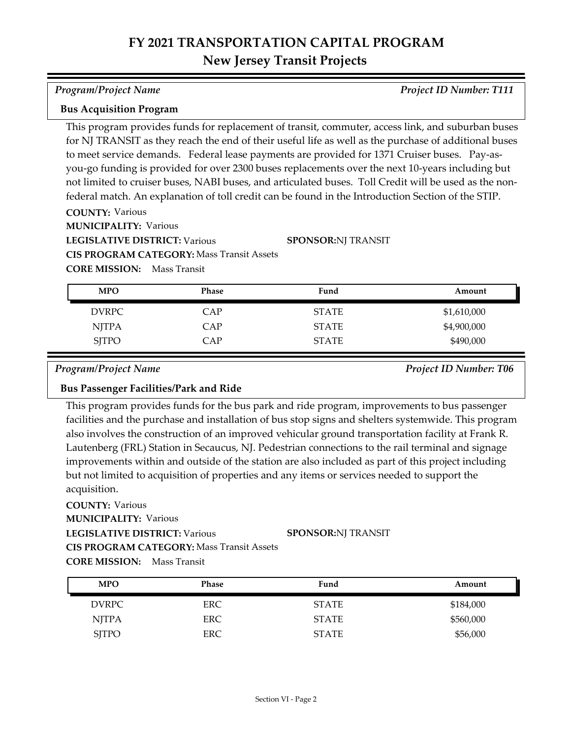# FY 2021 TRANSPORTATION CAPITAL PROGRAM
## New Jersey Transit Projects

*Program/Project Name* *Project ID Number: T111*

**Bus Acquisition Program**

This program provides funds for replacement of transit, commuter, access link, and suburban buses for NJ TRANSIT as they reach the end of their useful life as well as the purchase of additional buses to meet service demands. Federal lease payments are provided for 1371 Cruiser buses. Pay-as-you-go funding is provided for over 2300 buses replacements over the next 10-years including but not limited to cruiser buses, NABI buses, and articulated buses. Toll Credit will be used as the non-federal match. An explanation of toll credit can be found in the Introduction Section of the STIP.

**COUNTY:** Various
**MUNICIPALITY:** Various
**LEGISLATIVE DISTRICT:** Various **SPONSOR:** NJ TRANSIT
**CIS PROGRAM CATEGORY:** Mass Transit Assets
**CORE MISSION:** Mass Transit

| MPO | Phase | Fund | Amount |
|---|---|---|---|
| DVRPC | CAP | STATE | $1,610,000 |
| NJTPA | CAP | STATE | $4,900,000 |
| SJTPO | CAP | STATE | $490,000 |

*Program/Project Name* *Project ID Number: T06*

**Bus Passenger Facilities/Park and Ride**

This program provides funds for the bus park and ride program, improvements to bus passenger facilities and the purchase and installation of bus stop signs and shelters systemwide. This program also involves the construction of an improved vehicular ground transportation facility at Frank R. Lautenberg (FRL) Station in Secaucus, NJ. Pedestrian connections to the rail terminal and signage improvements within and outside of the station are also included as part of this project including but not limited to acquisition of properties and any items or services needed to support the acquisition.

**COUNTY:** Various
**MUNICIPALITY:** Various
**LEGISLATIVE DISTRICT:** Various **SPONSOR:** NJ TRANSIT
**CIS PROGRAM CATEGORY:** Mass Transit Assets
**CORE MISSION:** Mass Transit

| MPO | Phase | Fund | Amount |
|---|---|---|---|
| DVRPC | ERC | STATE | $184,000 |
| NJTPA | ERC | STATE | $560,000 |
| SJTPO | ERC | STATE | $56,000 |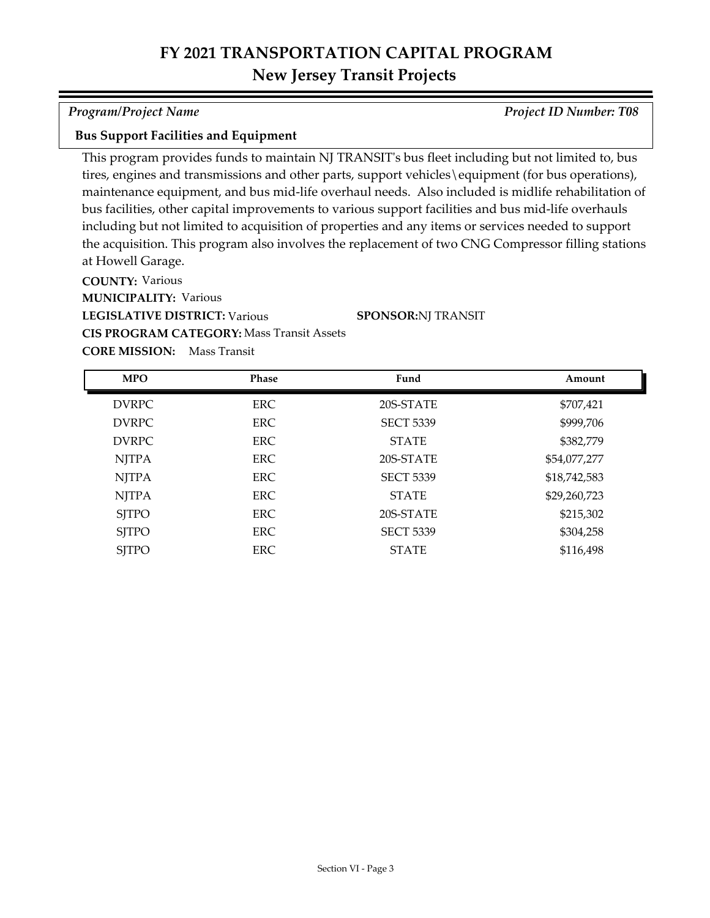# FY 2021 TRANSPORTATION CAPITAL PROGRAM
## New Jersey Transit Projects

*Program/Project Name* — *Project ID Number: T08*

**Bus Support Facilities and Equipment**

This program provides funds to maintain NJ TRANSIT's bus fleet including but not limited to, bus tires, engines and transmissions and other parts, support vehicles\equipment (for bus operations), maintenance equipment, and bus mid-life overhaul needs. Also included is midlife rehabilitation of bus facilities, other capital improvements to various support facilities and bus mid-life overhauls including but not limited to acquisition of properties and any items or services needed to support the acquisition. This program also involves the replacement of two CNG Compressor filling stations at Howell Garage.

**COUNTY:** Various

**MUNICIPALITY:** Various

**LEGISLATIVE DISTRICT:** Various

**SPONSOR:** NJ TRANSIT

**CIS PROGRAM CATEGORY:** Mass Transit Assets

**CORE MISSION:** Mass Transit

| MPO | Phase | Fund | Amount |
|---|---|---|---|
| DVRPC | ERC | 20S-STATE | $707,421 |
| DVRPC | ERC | SECT 5339 | $999,706 |
| DVRPC | ERC | STATE | $382,779 |
| NJTPA | ERC | 20S-STATE | $54,077,277 |
| NJTPA | ERC | SECT 5339 | $18,742,583 |
| NJTPA | ERC | STATE | $29,260,723 |
| SJTPO | ERC | 20S-STATE | $215,302 |
| SJTPO | ERC | SECT 5339 | $304,258 |
| SJTPO | ERC | STATE | $116,498 |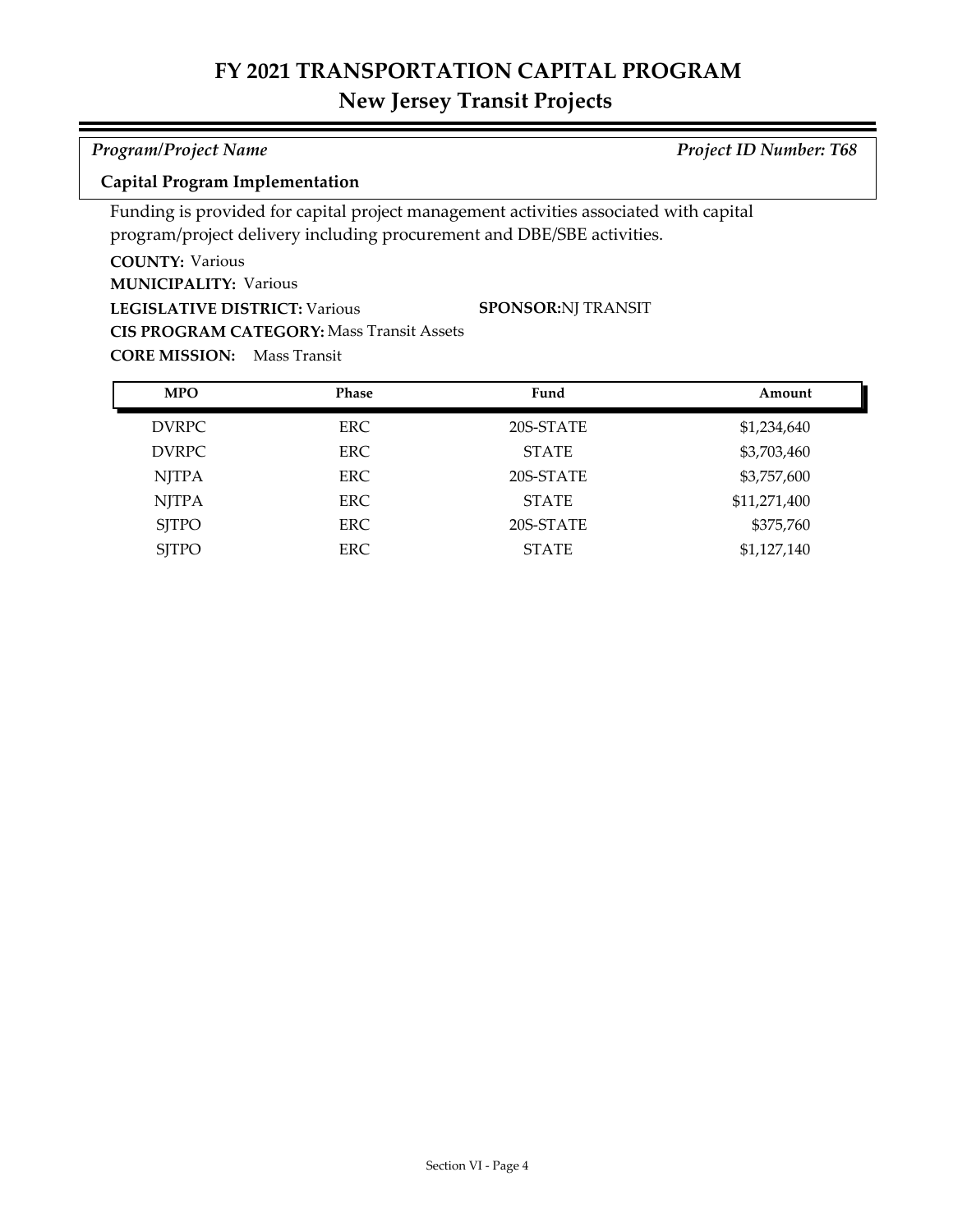# FY 2021 TRANSPORTATION CAPITAL PROGRAM
## New Jersey Transit Projects

*Program/Project Name* | *Project ID Number: T68*

**Capital Program Implementation**

Funding is provided for capital project management activities associated with capital program/project delivery including procurement and DBE/SBE activities.

**COUNTY:** Various
**MUNICIPALITY:** Various
**LEGISLATIVE DISTRICT:** Various
**SPONSOR:** NJ TRANSIT
**CIS PROGRAM CATEGORY:** Mass Transit Assets
**CORE MISSION:** Mass Transit

| MPO | Phase | Fund | Amount |
|---|---|---|---|
| DVRPC | ERC | 20S-STATE | $1,234,640 |
| DVRPC | ERC | STATE | $3,703,460 |
| NJTPA | ERC | 20S-STATE | $3,757,600 |
| NJTPA | ERC | STATE | $11,271,400 |
| SJTPO | ERC | 20S-STATE | $375,760 |
| SJTPO | ERC | STATE | $1,127,140 |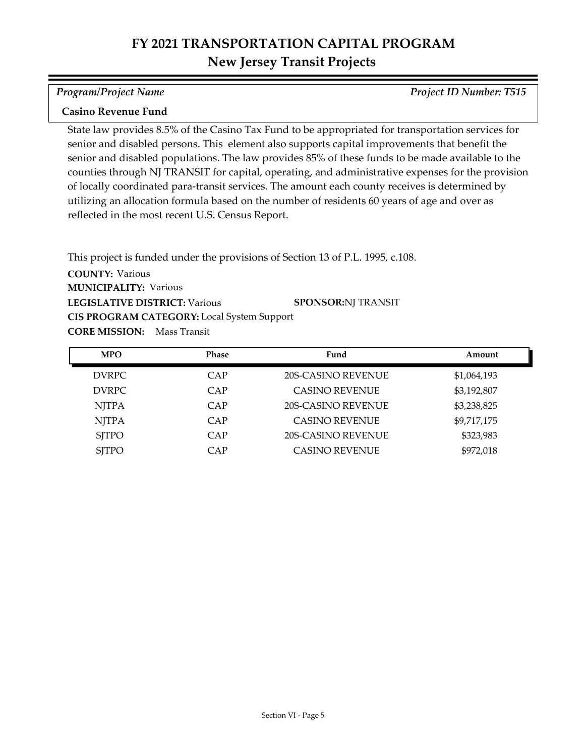# FY 2021 TRANSPORTATION CAPITAL PROGRAM
## New Jersey Transit Projects

*Program/Project Name* | *Project ID Number: T515*

**Casino Revenue Fund**

State law provides 8.5% of the Casino Tax Fund to be appropriated for transportation services for senior and disabled persons. This element also supports capital improvements that benefit the senior and disabled populations. The law provides 85% of these funds to be made available to the counties through NJ TRANSIT for capital, operating, and administrative expenses for the provision of locally coordinated para-transit services. The amount each county receives is determined by utilizing an allocation formula based on the number of residents 60 years of age and over as reflected in the most recent U.S. Census Report.

This project is funded under the provisions of Section 13 of P.L. 1995, c.108.

**COUNTY:** Various
**MUNICIPALITY:** Various
**LEGISLATIVE DISTRICT:** Various
**SPONSOR:** NJ TRANSIT
**CIS PROGRAM CATEGORY:** Local System Support
**CORE MISSION:** Mass Transit

| MPO | Phase | Fund | Amount |
|---|---|---|---|
| DVRPC | CAP | 20S-CASINO REVENUE | $1,064,193 |
| DVRPC | CAP | CASINO REVENUE | $3,192,807 |
| NJTPA | CAP | 20S-CASINO REVENUE | $3,238,825 |
| NJTPA | CAP | CASINO REVENUE | $9,717,175 |
| SJTPO | CAP | 20S-CASINO REVENUE | $323,983 |
| SJTPO | CAP | CASINO REVENUE | $972,018 |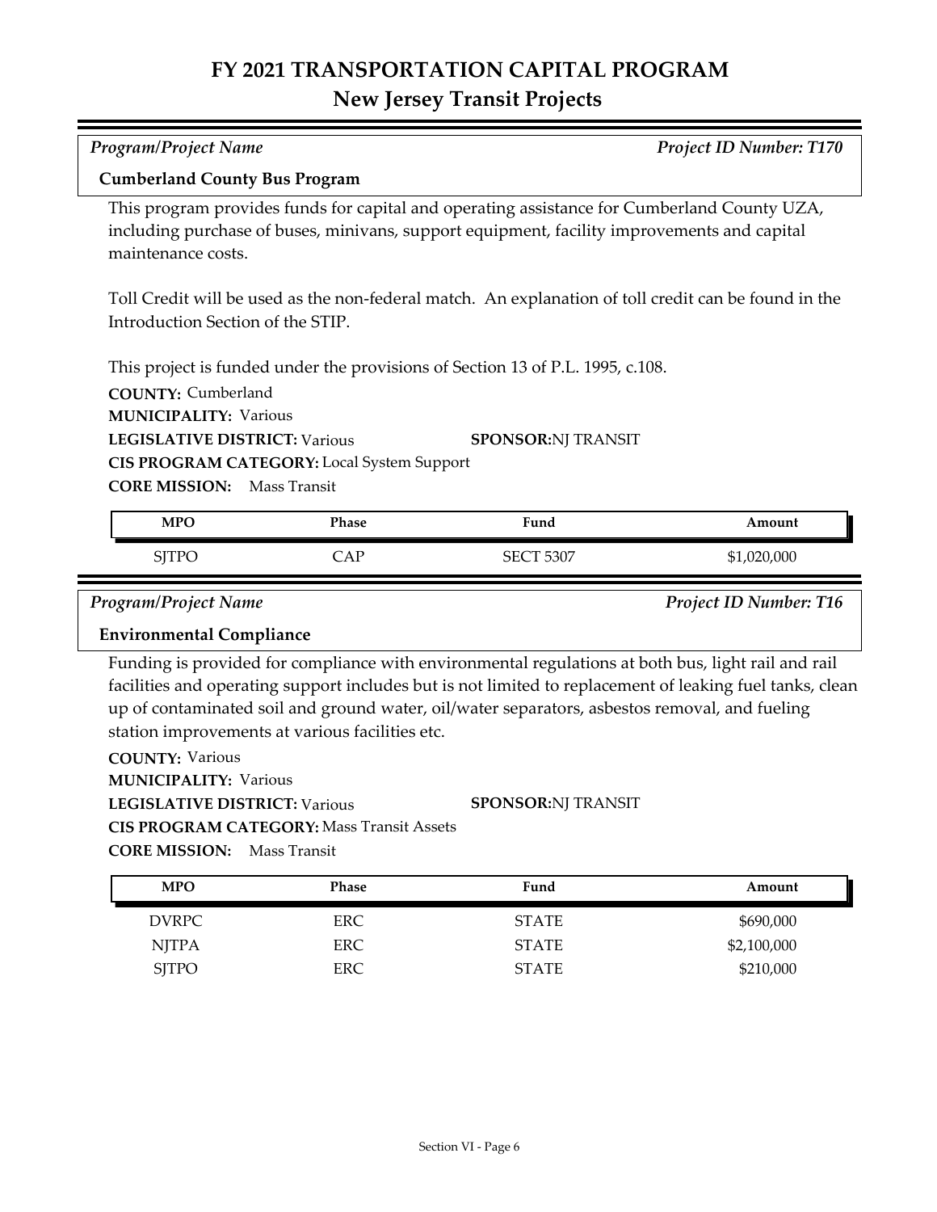# FY 2021 TRANSPORTATION CAPITAL PROGRAM
## New Jersey Transit Projects

*Program/Project Name* — *Project ID Number: T170*

**Cumberland County Bus Program**

This program provides funds for capital and operating assistance for Cumberland County UZA, including purchase of buses, minivans, support equipment, facility improvements and capital maintenance costs.

Toll Credit will be used as the non-federal match. An explanation of toll credit can be found in the Introduction Section of the STIP.

This project is funded under the provisions of Section 13 of P.L. 1995, c.108.

**COUNTY:** Cumberland
**MUNICIPALITY:** Various
**LEGISLATIVE DISTRICT:** Various
**SPONSOR:** NJ TRANSIT
**CIS PROGRAM CATEGORY:** Local System Support
**CORE MISSION:** Mass Transit

| MPO | Phase | Fund | Amount |
|---|---|---|---|
| SJTPO | CAP | SECT 5307 | $1,020,000 |

*Program/Project Name* — *Project ID Number: T16*

**Environmental Compliance**

Funding is provided for compliance with environmental regulations at both bus, light rail and rail facilities and operating support includes but is not limited to replacement of leaking fuel tanks, clean up of contaminated soil and ground water, oil/water separators, asbestos removal, and fueling station improvements at various facilities etc.

**COUNTY:** Various
**MUNICIPALITY:** Various
**LEGISLATIVE DISTRICT:** Various
**SPONSOR:** NJ TRANSIT
**CIS PROGRAM CATEGORY:** Mass Transit Assets
**CORE MISSION:** Mass Transit

| MPO | Phase | Fund | Amount |
|---|---|---|---|
| DVRPC | ERC | STATE | $690,000 |
| NJTPA | ERC | STATE | $2,100,000 |
| SJTPO | ERC | STATE | $210,000 |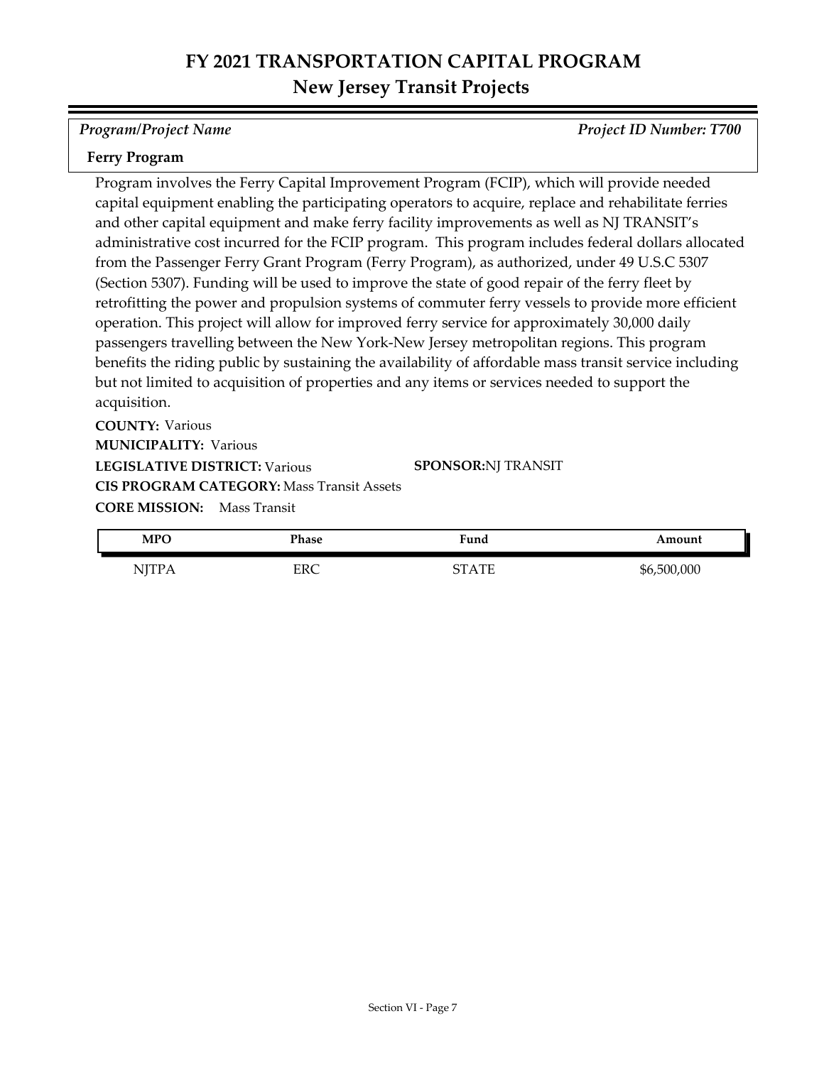# FY 2021 TRANSPORTATION CAPITAL PROGRAM
## New Jersey Transit Projects

*Program/Project Name* — *Project ID Number: T700*

**Ferry Program**

Program involves the Ferry Capital Improvement Program (FCIP), which will provide needed capital equipment enabling the participating operators to acquire, replace and rehabilitate ferries and other capital equipment and make ferry facility improvements as well as NJ TRANSIT's administrative cost incurred for the FCIP program. This program includes federal dollars allocated from the Passenger Ferry Grant Program (Ferry Program), as authorized, under 49 U.S.C 5307 (Section 5307). Funding will be used to improve the state of good repair of the ferry fleet by retrofitting the power and propulsion systems of commuter ferry vessels to provide more efficient operation. This project will allow for improved ferry service for approximately 30,000 daily passengers travelling between the New York-New Jersey metropolitan regions. This program benefits the riding public by sustaining the availability of affordable mass transit service including but not limited to acquisition of properties and any items or services needed to support the acquisition.

**COUNTY:** Various

**MUNICIPALITY:** Various

**LEGISLATIVE DISTRICT:** Various

**SPONSOR:** NJ TRANSIT

**CIS PROGRAM CATEGORY:** Mass Transit Assets

**CORE MISSION:** Mass Transit

| MPO | Phase | Fund | Amount |
|---|---|---|---|
| NJTPA | ERC | STATE | $6,500,000 |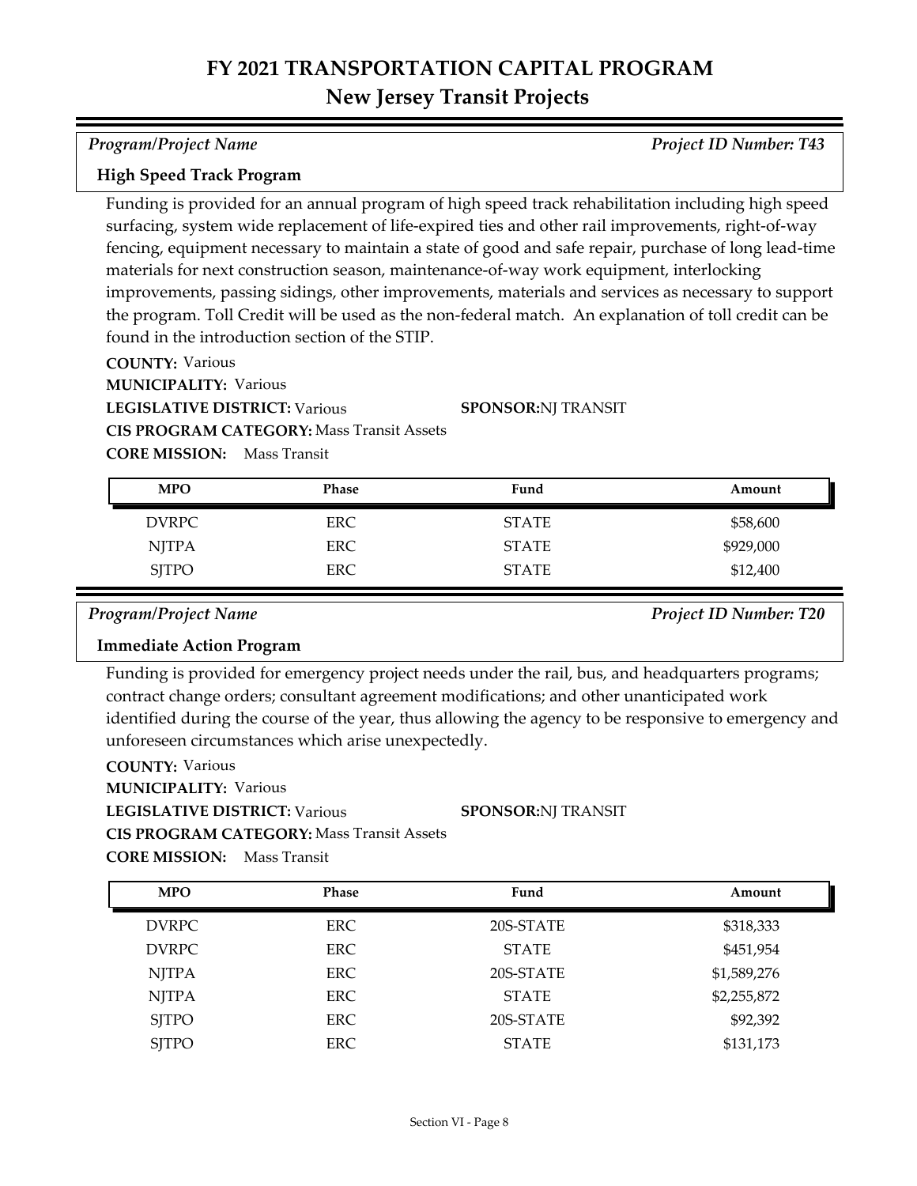# FY 2021 TRANSPORTATION CAPITAL PROGRAM
## New Jersey Transit Projects

*Program/Project Name* *Project ID Number: T43*

**High Speed Track Program**

Funding is provided for an annual program of high speed track rehabilitation including high speed surfacing, system wide replacement of life-expired ties and other rail improvements, right-of-way fencing, equipment necessary to maintain a state of good and safe repair, purchase of long lead-time materials for next construction season, maintenance-of-way work equipment, interlocking improvements, passing sidings, other improvements, materials and services as necessary to support the program. Toll Credit will be used as the non-federal match. An explanation of toll credit can be found in the introduction section of the STIP.

**COUNTY:** Various
**MUNICIPALITY:** Various
**LEGISLATIVE DISTRICT:** Various
**SPONSOR:** NJ TRANSIT
**CIS PROGRAM CATEGORY:** Mass Transit Assets
**CORE MISSION:** Mass Transit

| MPO | Phase | Fund | Amount |
|---|---|---|---|
| DVRPC | ERC | STATE | $58,600 |
| NJTPA | ERC | STATE | $929,000 |
| SJTPO | ERC | STATE | $12,400 |

*Program/Project Name* *Project ID Number: T20*

**Immediate Action Program**

Funding is provided for emergency project needs under the rail, bus, and headquarters programs; contract change orders; consultant agreement modifications; and other unanticipated work identified during the course of the year, thus allowing the agency to be responsive to emergency and unforeseen circumstances which arise unexpectedly.

**COUNTY:** Various
**MUNICIPALITY:** Various
**LEGISLATIVE DISTRICT:** Various
**SPONSOR:** NJ TRANSIT
**CIS PROGRAM CATEGORY:** Mass Transit Assets
**CORE MISSION:** Mass Transit

| MPO | Phase | Fund | Amount |
|---|---|---|---|
| DVRPC | ERC | 20S-STATE | $318,333 |
| DVRPC | ERC | STATE | $451,954 |
| NJTPA | ERC | 20S-STATE | $1,589,276 |
| NJTPA | ERC | STATE | $2,255,872 |
| SJTPO | ERC | 20S-STATE | $92,392 |
| SJTPO | ERC | STATE | $131,173 |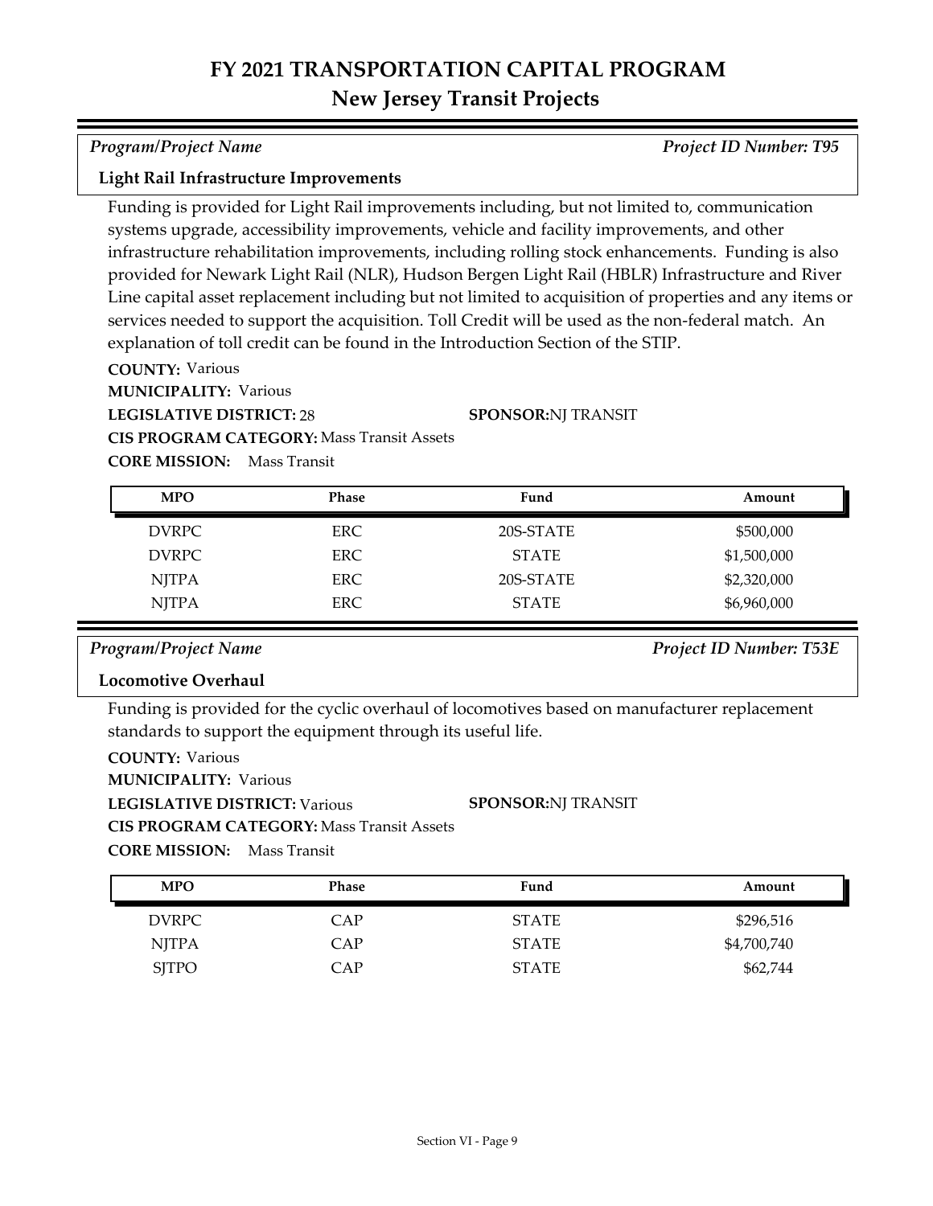# FY 2021 TRANSPORTATION CAPITAL PROGRAM
## New Jersey Transit Projects

*Program/Project Name* | *Project ID Number: T95*

**Light Rail Infrastructure Improvements**

Funding is provided for Light Rail improvements including, but not limited to, communication systems upgrade, accessibility improvements, vehicle and facility improvements, and other infrastructure rehabilitation improvements, including rolling stock enhancements. Funding is also provided for Newark Light Rail (NLR), Hudson Bergen Light Rail (HBLR) Infrastructure and River Line capital asset replacement including but not limited to acquisition of properties and any items or services needed to support the acquisition. Toll Credit will be used as the non-federal match. An explanation of toll credit can be found in the Introduction Section of the STIP.

**COUNTY:** Various
**MUNICIPALITY:** Various
**LEGISLATIVE DISTRICT:** 28
**SPONSOR:** NJ TRANSIT
**CIS PROGRAM CATEGORY:** Mass Transit Assets
**CORE MISSION:** Mass Transit

| MPO | Phase | Fund | Amount |
|---|---|---|---|
| DVRPC | ERC | 20S-STATE | $500,000 |
| DVRPC | ERC | STATE | $1,500,000 |
| NJTPA | ERC | 20S-STATE | $2,320,000 |
| NJTPA | ERC | STATE | $6,960,000 |

*Program/Project Name* | *Project ID Number: T53E*

**Locomotive Overhaul**

Funding is provided for the cyclic overhaul of locomotives based on manufacturer replacement standards to support the equipment through its useful life.

**COUNTY:** Various
**MUNICIPALITY:** Various
**LEGISLATIVE DISTRICT:** Various
**SPONSOR:** NJ TRANSIT
**CIS PROGRAM CATEGORY:** Mass Transit Assets
**CORE MISSION:** Mass Transit

| MPO | Phase | Fund | Amount |
|---|---|---|---|
| DVRPC | CAP | STATE | $296,516 |
| NJTPA | CAP | STATE | $4,700,740 |
| SJTPO | CAP | STATE | $62,744 |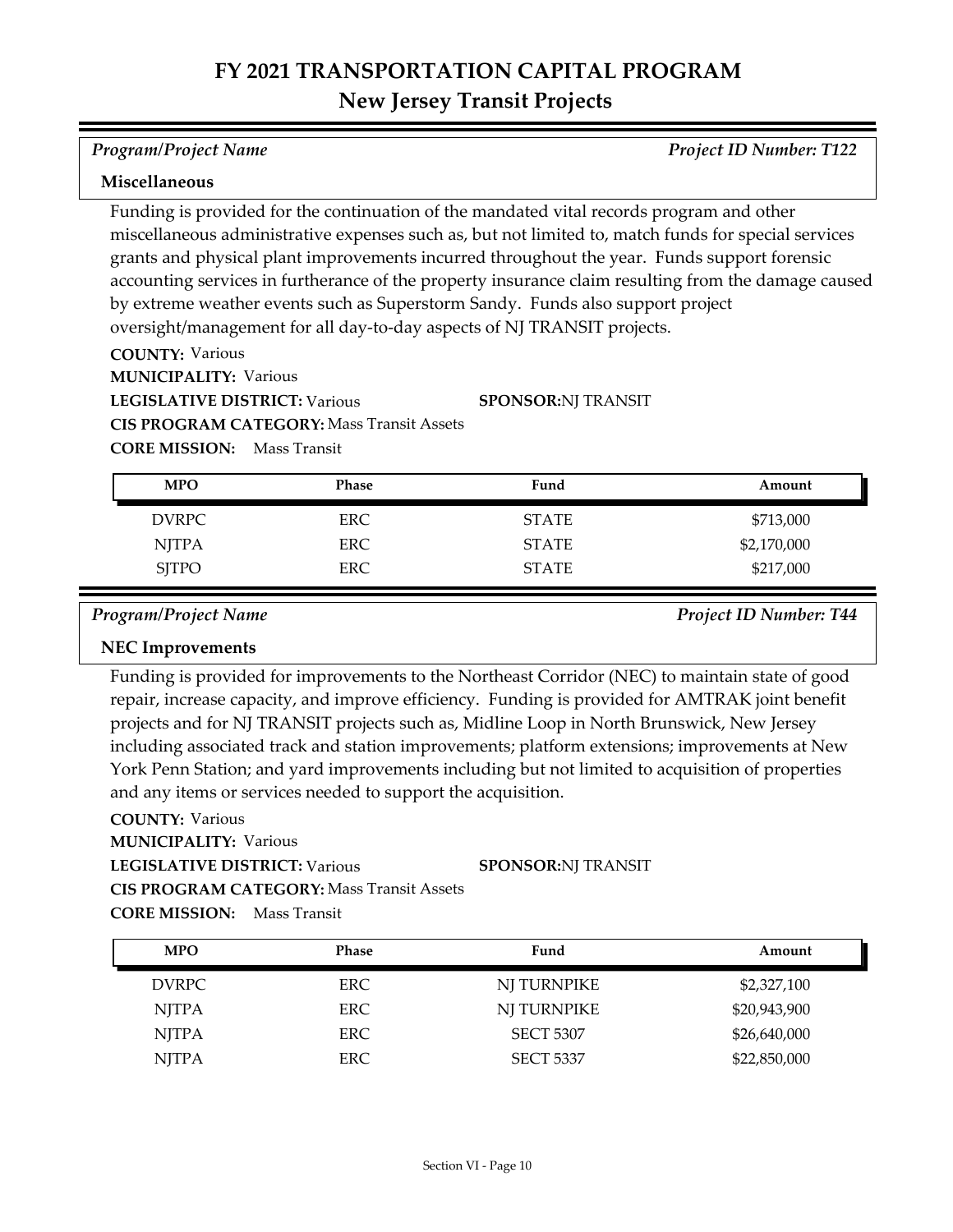# FY 2021 TRANSPORTATION CAPITAL PROGRAM

## New Jersey Transit Projects

*Program/Project Name* | *Project ID Number: T122*

### Miscellaneous

Funding is provided for the continuation of the mandated vital records program and other miscellaneous administrative expenses such as, but not limited to, match funds for special services grants and physical plant improvements incurred throughout the year. Funds support forensic accounting services in furtherance of the property insurance claim resulting from the damage caused by extreme weather events such as Superstorm Sandy. Funds also support project oversight/management for all day-to-day aspects of NJ TRANSIT projects.

**COUNTY:** Various
**MUNICIPALITY:** Various
**LEGISLATIVE DISTRICT:** Various
**SPONSOR:** NJ TRANSIT
**CIS PROGRAM CATEGORY:** Mass Transit Assets
**CORE MISSION:** Mass Transit

| MPO | Phase | Fund | Amount |
|---|---|---|---|
| DVRPC | ERC | STATE | $713,000 |
| NJTPA | ERC | STATE | $2,170,000 |
| SJTPO | ERC | STATE | $217,000 |

*Program/Project Name* | *Project ID Number: T44*

### NEC Improvements

Funding is provided for improvements to the Northeast Corridor (NEC) to maintain state of good repair, increase capacity, and improve efficiency. Funding is provided for AMTRAK joint benefit projects and for NJ TRANSIT projects such as, Midline Loop in North Brunswick, New Jersey including associated track and station improvements; platform extensions; improvements at New York Penn Station; and yard improvements including but not limited to acquisition of properties and any items or services needed to support the acquisition.

**COUNTY:** Various
**MUNICIPALITY:** Various
**LEGISLATIVE DISTRICT:** Various
**SPONSOR:** NJ TRANSIT
**CIS PROGRAM CATEGORY:** Mass Transit Assets
**CORE MISSION:** Mass Transit

| MPO | Phase | Fund | Amount |
|---|---|---|---|
| DVRPC | ERC | NJ TURNPIKE | $2,327,100 |
| NJTPA | ERC | NJ TURNPIKE | $20,943,900 |
| NJTPA | ERC | SECT 5307 | $26,640,000 |
| NJTPA | ERC | SECT 5337 | $22,850,000 |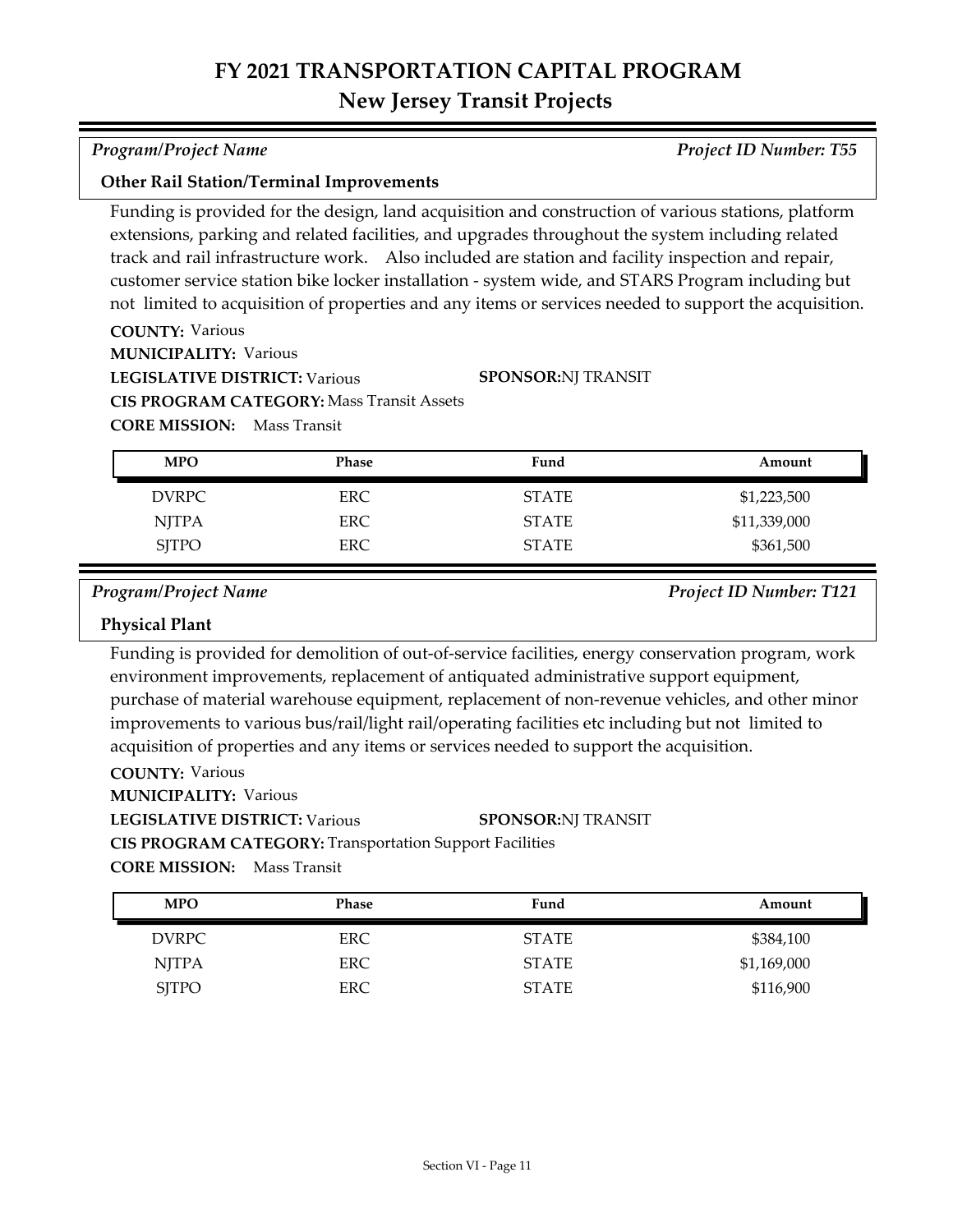# FY 2021 TRANSPORTATION CAPITAL PROGRAM

## New Jersey Transit Projects

*Program/Project Name* — *Project ID Number: T55*

### Other Rail Station/Terminal Improvements

Funding is provided for the design, land acquisition and construction of various stations, platform extensions, parking and related facilities, and upgrades throughout the system including related track and rail infrastructure work. Also included are station and facility inspection and repair, customer service station bike locker installation - system wide, and STARS Program including but not limited to acquisition of properties and any items or services needed to support the acquisition.

**COUNTY:** Various
**MUNICIPALITY:** Various
**LEGISLATIVE DISTRICT:** Various
**SPONSOR:** NJ TRANSIT
**CIS PROGRAM CATEGORY:** Mass Transit Assets
**CORE MISSION:** Mass Transit

| MPO | Phase | Fund | Amount |
|---|---|---|---|
| DVRPC | ERC | STATE | $1,223,500 |
| NJTPA | ERC | STATE | $11,339,000 |
| SJTPO | ERC | STATE | $361,500 |

*Program/Project Name* — *Project ID Number: T121*

### Physical Plant

Funding is provided for demolition of out-of-service facilities, energy conservation program, work environment improvements, replacement of antiquated administrative support equipment, purchase of material warehouse equipment, replacement of non-revenue vehicles, and other minor improvements to various bus/rail/light rail/operating facilities etc including but not limited to acquisition of properties and any items or services needed to support the acquisition.

**COUNTY:** Various
**MUNICIPALITY:** Various
**LEGISLATIVE DISTRICT:** Various
**SPONSOR:** NJ TRANSIT
**CIS PROGRAM CATEGORY:** Transportation Support Facilities
**CORE MISSION:** Mass Transit

| MPO | Phase | Fund | Amount |
|---|---|---|---|
| DVRPC | ERC | STATE | $384,100 |
| NJTPA | ERC | STATE | $1,169,000 |
| SJTPO | ERC | STATE | $116,900 |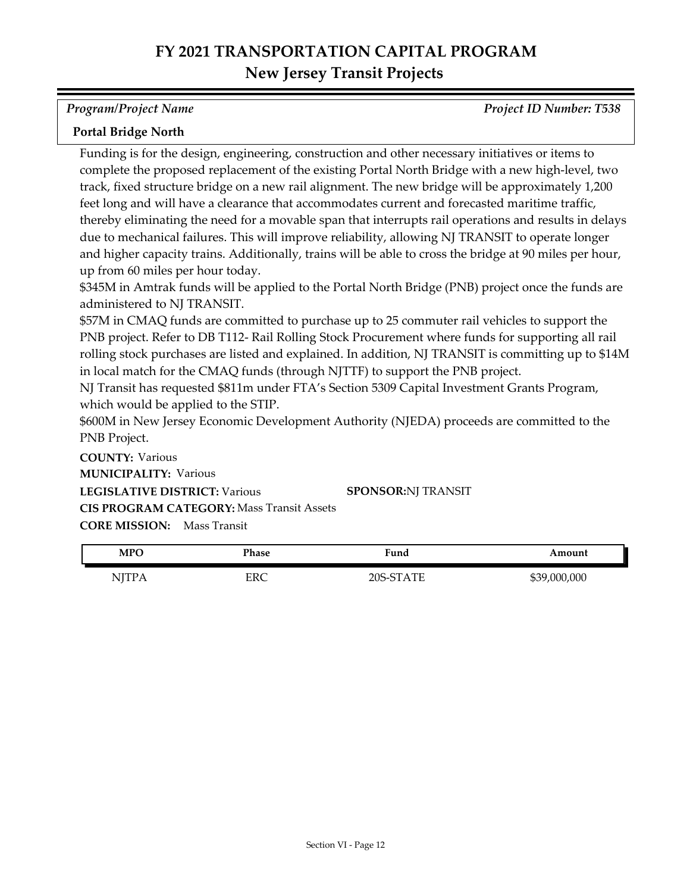# FY 2021 TRANSPORTATION CAPITAL PROGRAM
## New Jersey Transit Projects

*Program/Project Name* *Project ID Number: T538*

**Portal Bridge North**

Funding is for the design, engineering, construction and other necessary initiatives or items to complete the proposed replacement of the existing Portal North Bridge with a new high-level, two track, fixed structure bridge on a new rail alignment. The new bridge will be approximately 1,200 feet long and will have a clearance that accommodates current and forecasted maritime traffic, thereby eliminating the need for a movable span that interrupts rail operations and results in delays due to mechanical failures. This will improve reliability, allowing NJ TRANSIT to operate longer and higher capacity trains. Additionally, trains will be able to cross the bridge at 90 miles per hour, up from 60 miles per hour today.
$345M in Amtrak funds will be applied to the Portal North Bridge (PNB) project once the funds are administered to NJ TRANSIT.
$57M in CMAQ funds are committed to purchase up to 25 commuter rail vehicles to support the PNB project. Refer to DB T112- Rail Rolling Stock Procurement where funds for supporting all rail rolling stock purchases are listed and explained. In addition, NJ TRANSIT is committing up to $14M in local match for the CMAQ funds (through NJTTF) to support the PNB project.
NJ Transit has requested $811m under FTA's Section 5309 Capital Investment Grants Program, which would be applied to the STIP.
$600M in New Jersey Economic Development Authority (NJEDA) proceeds are committed to the PNB Project.

**COUNTY:** Various
**MUNICIPALITY:** Various
**LEGISLATIVE DISTRICT:** Various
**SPONSOR:** NJ TRANSIT
**CIS PROGRAM CATEGORY:** Mass Transit Assets
**CORE MISSION:** Mass Transit

| MPO | Phase | Fund | Amount |
|---|---|---|---|
| NJTPA | ERC | 20S-STATE | $39,000,000 |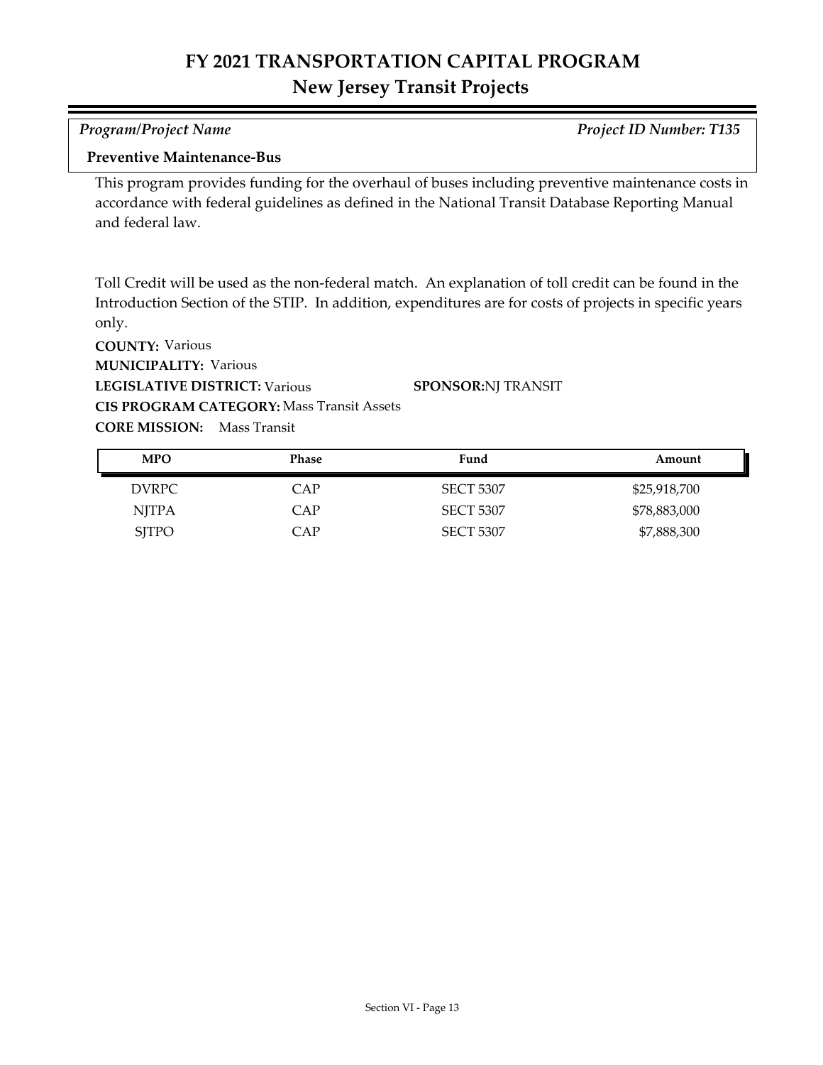# FY 2021 TRANSPORTATION CAPITAL PROGRAM
## New Jersey Transit Projects

*Program/Project Name* *Project ID Number: T135*

**Preventive Maintenance-Bus**

This program provides funding for the overhaul of buses including preventive maintenance costs in accordance with federal guidelines as defined in the National Transit Database Reporting Manual and federal law.

Toll Credit will be used as the non-federal match. An explanation of toll credit can be found in the Introduction Section of the STIP. In addition, expenditures are for costs of projects in specific years only.

**COUNTY:** Various
**MUNICIPALITY:** Various
**LEGISLATIVE DISTRICT:** Various
**SPONSOR:** NJ TRANSIT
**CIS PROGRAM CATEGORY:** Mass Transit Assets
**CORE MISSION:** Mass Transit

| MPO | Phase | Fund | Amount |
|---|---|---|---|
| DVRPC | CAP | SECT 5307 | $25,918,700 |
| NJTPA | CAP | SECT 5307 | $78,883,000 |
| SJTPO | CAP | SECT 5307 | $7,888,300 |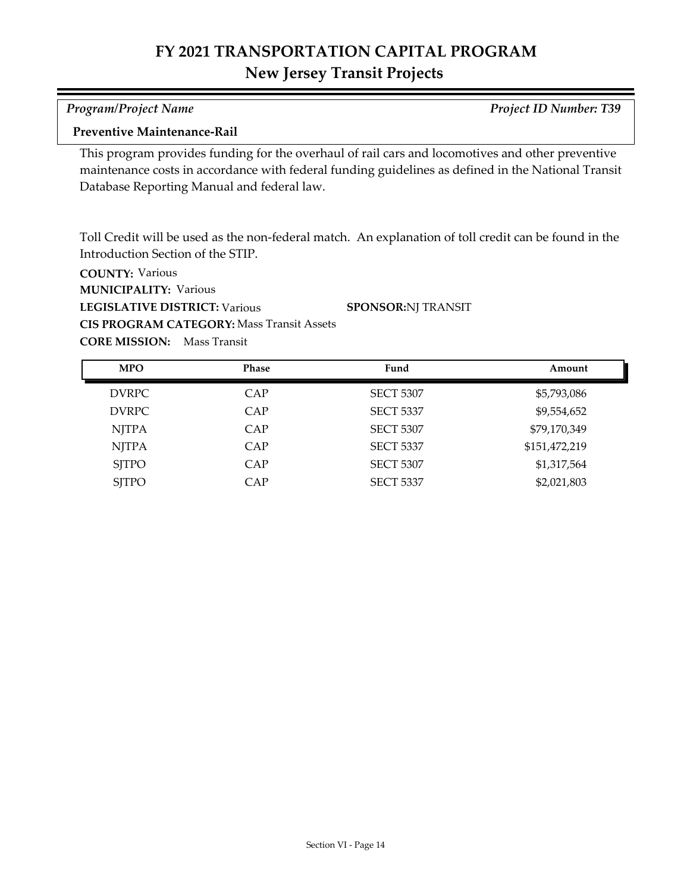# FY 2021 TRANSPORTATION CAPITAL PROGRAM
## New Jersey Transit Projects

*Program/Project Name* *Project ID Number: T39*

**Preventive Maintenance-Rail**

This program provides funding for the overhaul of rail cars and locomotives and other preventive maintenance costs in accordance with federal funding guidelines as defined in the National Transit Database Reporting Manual and federal law.

Toll Credit will be used as the non-federal match. An explanation of toll credit can be found in the Introduction Section of the STIP.

**COUNTY:** Various
**MUNICIPALITY:** Various
**LEGISLATIVE DISTRICT:** Various **SPONSOR:** NJ TRANSIT
**CIS PROGRAM CATEGORY:** Mass Transit Assets
**CORE MISSION:** Mass Transit

| MPO | Phase | Fund | Amount |
|---|---|---|---|
| DVRPC | CAP | SECT 5307 | $5,793,086 |
| DVRPC | CAP | SECT 5337 | $9,554,652 |
| NJTPA | CAP | SECT 5307 | $79,170,349 |
| NJTPA | CAP | SECT 5337 | $151,472,219 |
| SJTPO | CAP | SECT 5307 | $1,317,564 |
| SJTPO | CAP | SECT 5337 | $2,021,803 |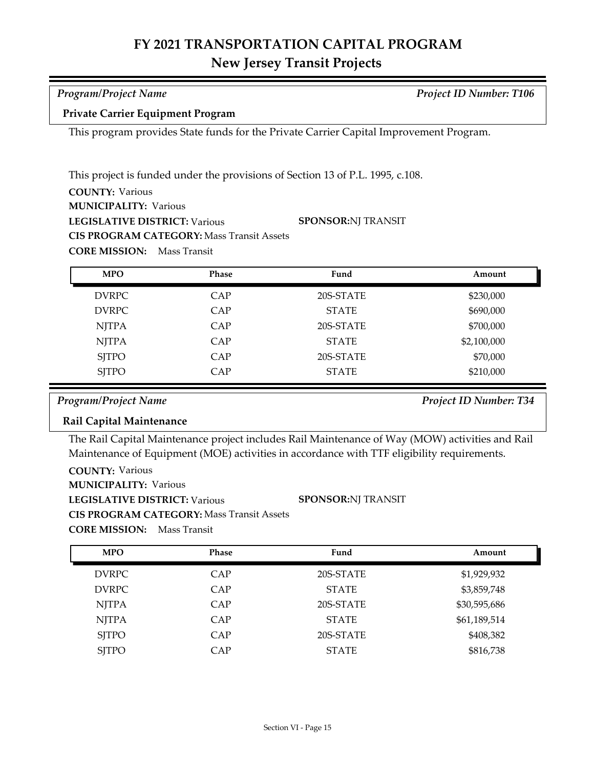# FY 2021 TRANSPORTATION CAPITAL PROGRAM
## New Jersey Transit Projects

*Program/Project Name* — *Project ID Number: T106*

**Private Carrier Equipment Program**

This program provides State funds for the Private Carrier Capital Improvement Program.

This project is funded under the provisions of Section 13 of P.L. 1995, c.108.

**COUNTY:** Various
**MUNICIPALITY:** Various
**LEGISLATIVE DISTRICT:** Various
**SPONSOR:** NJ TRANSIT
**CIS PROGRAM CATEGORY:** Mass Transit Assets
**CORE MISSION:** Mass Transit

| MPO | Phase | Fund | Amount |
|---|---|---|---|
| DVRPC | CAP | 20S-STATE | $230,000 |
| DVRPC | CAP | STATE | $690,000 |
| NJTPA | CAP | 20S-STATE | $700,000 |
| NJTPA | CAP | STATE | $2,100,000 |
| SJTPO | CAP | 20S-STATE | $70,000 |
| SJTPO | CAP | STATE | $210,000 |

*Program/Project Name* — *Project ID Number: T34*

**Rail Capital Maintenance**

The Rail Capital Maintenance project includes Rail Maintenance of Way (MOW) activities and Rail Maintenance of Equipment (MOE) activities in accordance with TTF eligibility requirements.

**COUNTY:** Various
**MUNICIPALITY:** Various
**LEGISLATIVE DISTRICT:** Various
**SPONSOR:** NJ TRANSIT
**CIS PROGRAM CATEGORY:** Mass Transit Assets
**CORE MISSION:** Mass Transit

| MPO | Phase | Fund | Amount |
|---|---|---|---|
| DVRPC | CAP | 20S-STATE | $1,929,932 |
| DVRPC | CAP | STATE | $3,859,748 |
| NJTPA | CAP | 20S-STATE | $30,595,686 |
| NJTPA | CAP | STATE | $61,189,514 |
| SJTPO | CAP | 20S-STATE | $408,382 |
| SJTPO | CAP | STATE | $816,738 |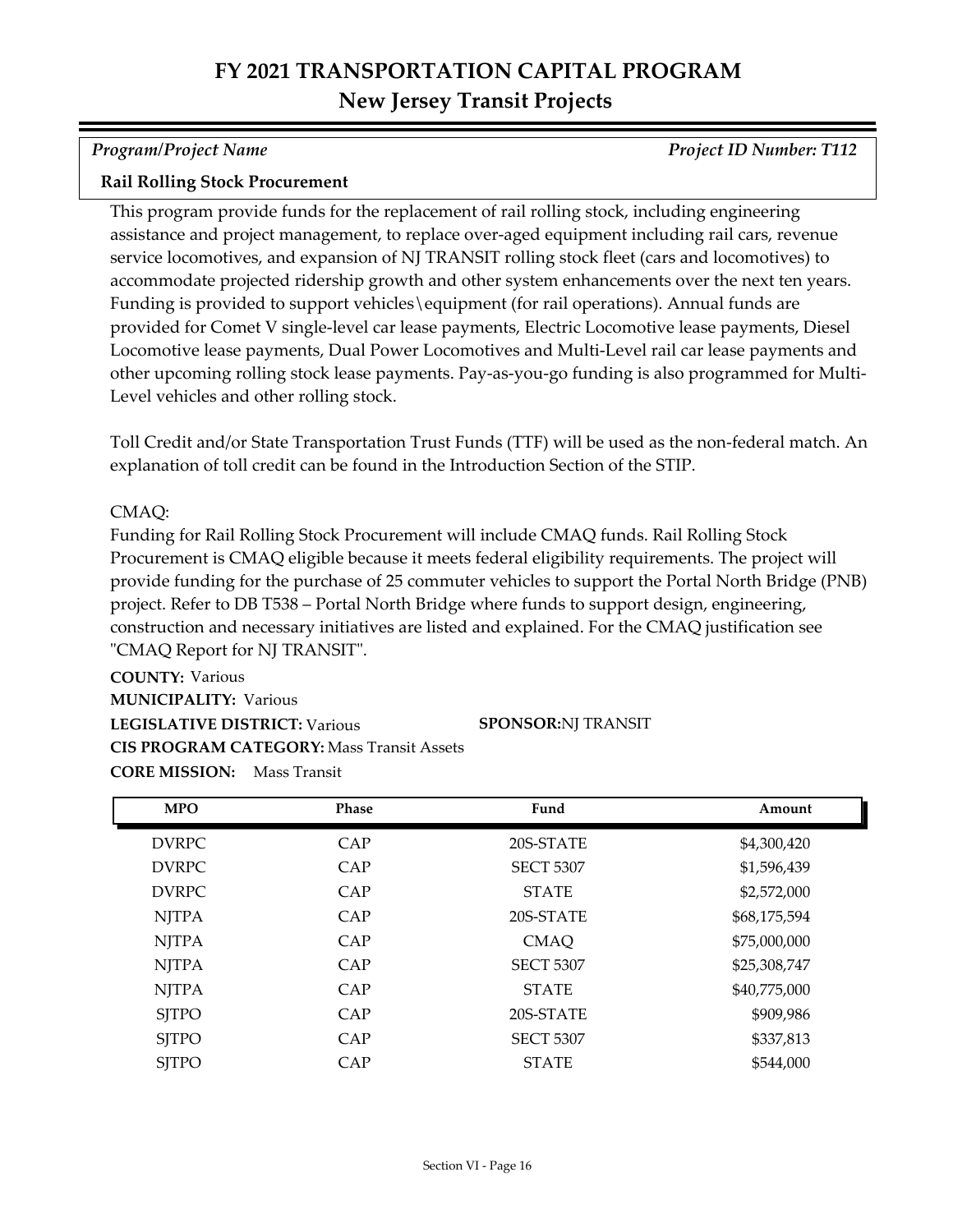# FY 2021 TRANSPORTATION CAPITAL PROGRAM
## New Jersey Transit Projects

*Program/Project Name* *Project ID Number: T112*

**Rail Rolling Stock Procurement**

This program provide funds for the replacement of rail rolling stock, including engineering assistance and project management, to replace over-aged equipment including rail cars, revenue service locomotives, and expansion of NJ TRANSIT rolling stock fleet (cars and locomotives) to accommodate projected ridership growth and other system enhancements over the next ten years. Funding is provided to support vehicles\equipment (for rail operations). Annual funds are provided for Comet V single-level car lease payments, Electric Locomotive lease payments, Diesel Locomotive lease payments, Dual Power Locomotives and Multi-Level rail car lease payments and other upcoming rolling stock lease payments. Pay-as-you-go funding is also programmed for Multi-Level vehicles and other rolling stock.

Toll Credit and/or State Transportation Trust Funds (TTF) will be used as the non-federal match. An explanation of toll credit can be found in the Introduction Section of the STIP.

CMAQ:
Funding for Rail Rolling Stock Procurement will include CMAQ funds. Rail Rolling Stock Procurement is CMAQ eligible because it meets federal eligibility requirements. The project will provide funding for the purchase of 25 commuter vehicles to support the Portal North Bridge (PNB) project. Refer to DB T538 – Portal North Bridge where funds to support design, engineering, construction and necessary initiatives are listed and explained. For the CMAQ justification see "CMAQ Report for NJ TRANSIT".

**COUNTY:** Various
**MUNICIPALITY:** Various
**LEGISLATIVE DISTRICT:** Various **SPONSOR:** NJ TRANSIT
**CIS PROGRAM CATEGORY:** Mass Transit Assets
**CORE MISSION:** Mass Transit

| MPO | Phase | Fund | Amount |
|---|---|---|---|
| DVRPC | CAP | 20S-STATE | $4,300,420 |
| DVRPC | CAP | SECT 5307 | $1,596,439 |
| DVRPC | CAP | STATE | $2,572,000 |
| NJTPA | CAP | 20S-STATE | $68,175,594 |
| NJTPA | CAP | CMAQ | $75,000,000 |
| NJTPA | CAP | SECT 5307 | $25,308,747 |
| NJTPA | CAP | STATE | $40,775,000 |
| SJTPO | CAP | 20S-STATE | $909,986 |
| SJTPO | CAP | SECT 5307 | $337,813 |
| SJTPO | CAP | STATE | $544,000 |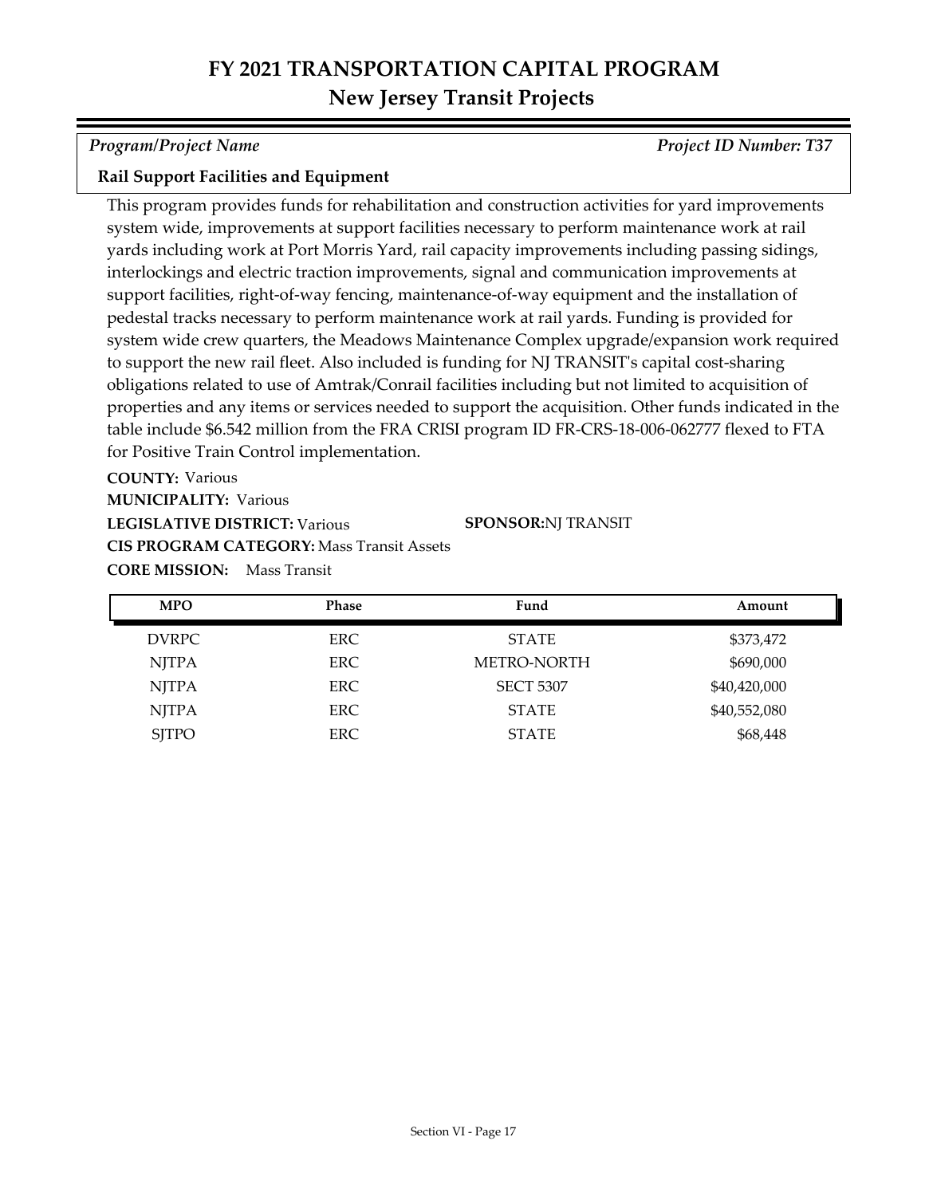# FY 2021 TRANSPORTATION CAPITAL PROGRAM
## New Jersey Transit Projects

*Program/Project Name* *Project ID Number: T37*

**Rail Support Facilities and Equipment**

This program provides funds for rehabilitation and construction activities for yard improvements system wide, improvements at support facilities necessary to perform maintenance work at rail yards including work at Port Morris Yard, rail capacity improvements including passing sidings, interlockings and electric traction improvements, signal and communication improvements at support facilities, right-of-way fencing, maintenance-of-way equipment and the installation of pedestal tracks necessary to perform maintenance work at rail yards. Funding is provided for system wide crew quarters, the Meadows Maintenance Complex upgrade/expansion work required to support the new rail fleet. Also included is funding for NJ TRANSIT's capital cost-sharing obligations related to use of Amtrak/Conrail facilities including but not limited to acquisition of properties and any items or services needed to support the acquisition. Other funds indicated in the table include $6.542 million from the FRA CRISI program ID FR-CRS-18-006-062777 flexed to FTA for Positive Train Control implementation.

**COUNTY:** Various
**MUNICIPALITY:** Various
**LEGISLATIVE DISTRICT:** Various **SPONSOR:** NJ TRANSIT
**CIS PROGRAM CATEGORY:** Mass Transit Assets
**CORE MISSION:** Mass Transit

| MPO | Phase | Fund | Amount |
|---|---|---|---|
| DVRPC | ERC | STATE | $373,472 |
| NJTPA | ERC | METRO-NORTH | $690,000 |
| NJTPA | ERC | SECT 5307 | $40,420,000 |
| NJTPA | ERC | STATE | $40,552,080 |
| SJTPO | ERC | STATE | $68,448 |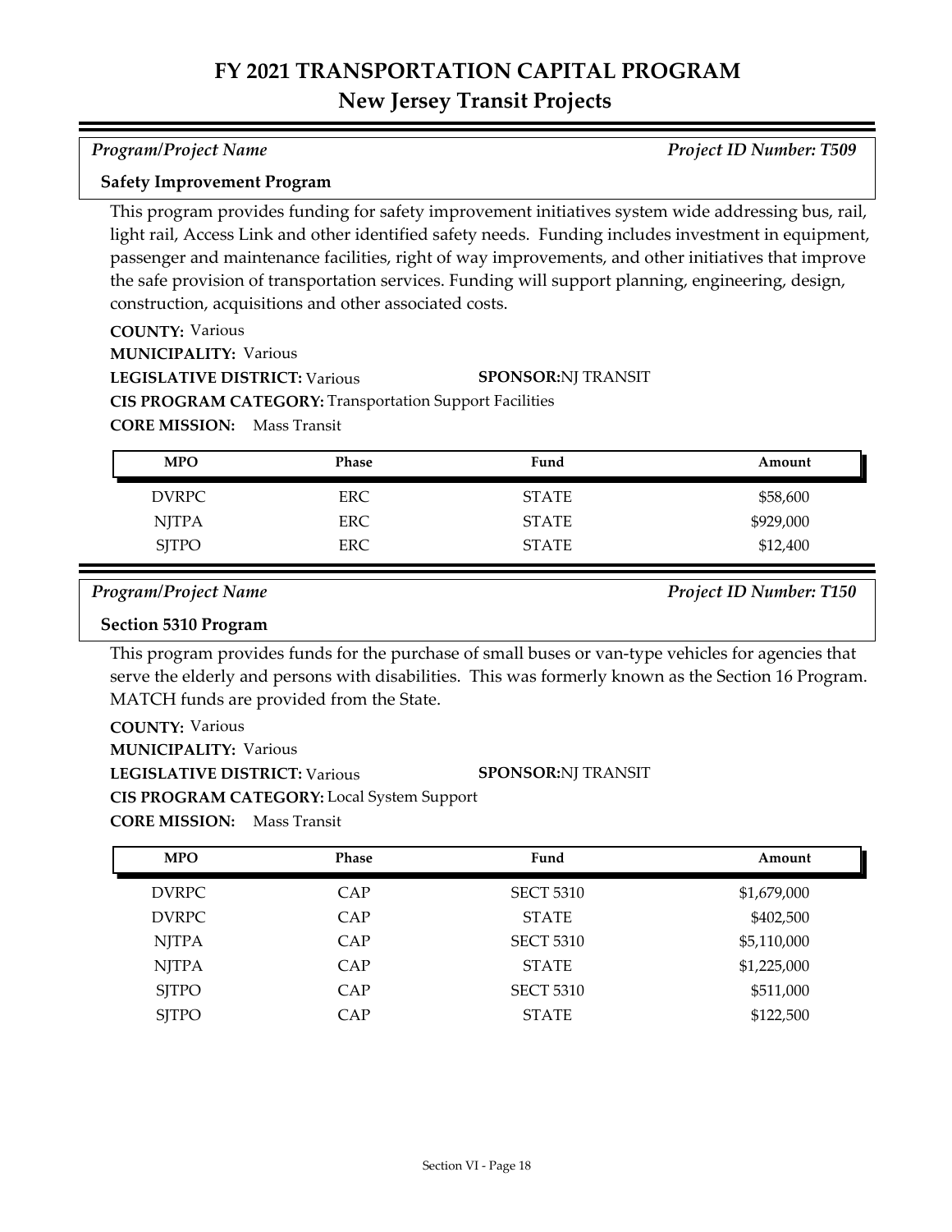# FY 2021 TRANSPORTATION CAPITAL PROGRAM
## New Jersey Transit Projects

*Program/Project Name* *Project ID Number: T509*

**Safety Improvement Program**

This program provides funding for safety improvement initiatives system wide addressing bus, rail, light rail, Access Link and other identified safety needs. Funding includes investment in equipment, passenger and maintenance facilities, right of way improvements, and other initiatives that improve the safe provision of transportation services. Funding will support planning, engineering, design, construction, acquisitions and other associated costs.

**COUNTY:** Various
**MUNICIPALITY:** Various
**LEGISLATIVE DISTRICT:** Various **SPONSOR:** NJ TRANSIT
**CIS PROGRAM CATEGORY:** Transportation Support Facilities
**CORE MISSION:** Mass Transit

| MPO | Phase | Fund | Amount |
|---|---|---|---|
| DVRPC | ERC | STATE | $58,600 |
| NJTPA | ERC | STATE | $929,000 |
| SJTPO | ERC | STATE | $12,400 |

*Program/Project Name* *Project ID Number: T150*

**Section 5310 Program**

This program provides funds for the purchase of small buses or van-type vehicles for agencies that serve the elderly and persons with disabilities. This was formerly known as the Section 16 Program. MATCH funds are provided from the State.

**COUNTY:** Various
**MUNICIPALITY:** Various
**LEGISLATIVE DISTRICT:** Various **SPONSOR:** NJ TRANSIT
**CIS PROGRAM CATEGORY:** Local System Support
**CORE MISSION:** Mass Transit

| MPO | Phase | Fund | Amount |
|---|---|---|---|
| DVRPC | CAP | SECT 5310 | $1,679,000 |
| DVRPC | CAP | STATE | $402,500 |
| NJTPA | CAP | SECT 5310 | $5,110,000 |
| NJTPA | CAP | STATE | $1,225,000 |
| SJTPO | CAP | SECT 5310 | $511,000 |
| SJTPO | CAP | STATE | $122,500 |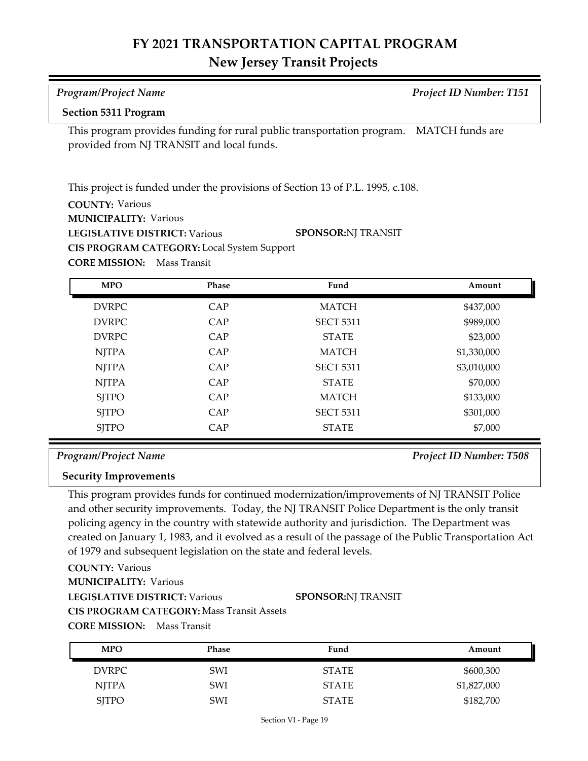# FY 2021 TRANSPORTATION CAPITAL PROGRAM
## New Jersey Transit Projects

*Program/Project Name* *Project ID Number: T151*

**Section 5311 Program**

This program provides funding for rural public transportation program. MATCH funds are provided from NJ TRANSIT and local funds.

This project is funded under the provisions of Section 13 of P.L. 1995, c.108.

**COUNTY:** Various
**MUNICIPALITY:** Various
**LEGISLATIVE DISTRICT:** Various **SPONSOR:** NJ TRANSIT
**CIS PROGRAM CATEGORY:** Local System Support
**CORE MISSION:** Mass Transit

| MPO | Phase | Fund | Amount |
|---|---|---|---|
| DVRPC | CAP | MATCH | $437,000 |
| DVRPC | CAP | SECT 5311 | $989,000 |
| DVRPC | CAP | STATE | $23,000 |
| NJTPA | CAP | MATCH | $1,330,000 |
| NJTPA | CAP | SECT 5311 | $3,010,000 |
| NJTPA | CAP | STATE | $70,000 |
| SJTPO | CAP | MATCH | $133,000 |
| SJTPO | CAP | SECT 5311 | $301,000 |
| SJTPO | CAP | STATE | $7,000 |

*Program/Project Name* *Project ID Number: T508*

**Security Improvements**

This program provides funds for continued modernization/improvements of NJ TRANSIT Police and other security improvements. Today, the NJ TRANSIT Police Department is the only transit policing agency in the country with statewide authority and jurisdiction. The Department was created on January 1, 1983, and it evolved as a result of the passage of the Public Transportation Act of 1979 and subsequent legislation on the state and federal levels.

**COUNTY:** Various
**MUNICIPALITY:** Various
**LEGISLATIVE DISTRICT:** Various **SPONSOR:** NJ TRANSIT
**CIS PROGRAM CATEGORY:** Mass Transit Assets
**CORE MISSION:** Mass Transit

| MPO | Phase | Fund | Amount |
|---|---|---|---|
| DVRPC | SWI | STATE | $600,300 |
| NJTPA | SWI | STATE | $1,827,000 |
| SJTPO | SWI | STATE | $182,700 |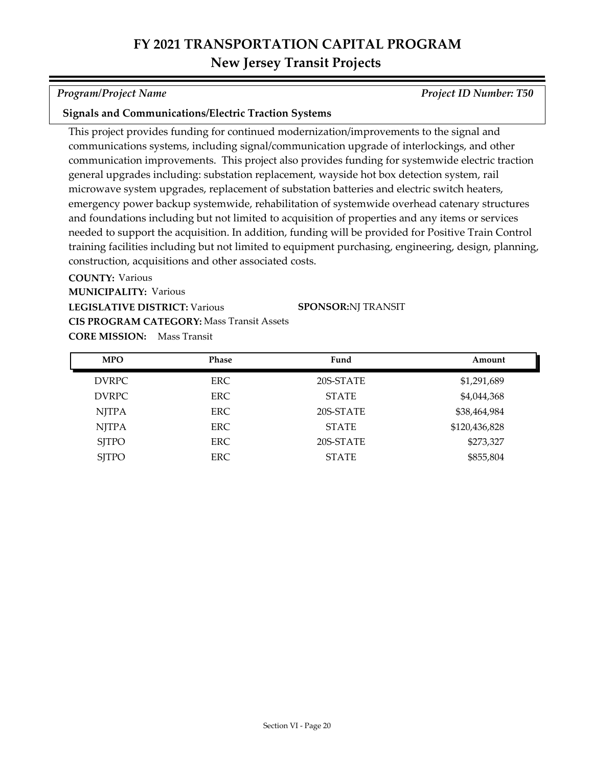# FY 2021 TRANSPORTATION CAPITAL PROGRAM
## New Jersey Transit Projects

*Program/Project Name* *Project ID Number: T50*

**Signals and Communications/Electric Traction Systems**

This project provides funding for continued modernization/improvements to the signal and communications systems, including signal/communication upgrade of interlockings, and other communication improvements. This project also provides funding for systemwide electric traction general upgrades including: substation replacement, wayside hot box detection system, rail microwave system upgrades, replacement of substation batteries and electric switch heaters, emergency power backup systemwide, rehabilitation of systemwide overhead catenary structures and foundations including but not limited to acquisition of properties and any items or services needed to support the acquisition. In addition, funding will be provided for Positive Train Control training facilities including but not limited to equipment purchasing, engineering, design, planning, construction, acquisitions and other associated costs.

**COUNTY:** Various
**MUNICIPALITY:** Various
**LEGISLATIVE DISTRICT:** Various **SPONSOR:** NJ TRANSIT
**CIS PROGRAM CATEGORY:** Mass Transit Assets
**CORE MISSION:** Mass Transit

| MPO | Phase | Fund | Amount |
|---|---|---|---|
| DVRPC | ERC | 20S-STATE | $1,291,689 |
| DVRPC | ERC | STATE | $4,044,368 |
| NJTPA | ERC | 20S-STATE | $38,464,984 |
| NJTPA | ERC | STATE | $120,436,828 |
| SJTPO | ERC | 20S-STATE | $273,327 |
| SJTPO | ERC | STATE | $855,804 |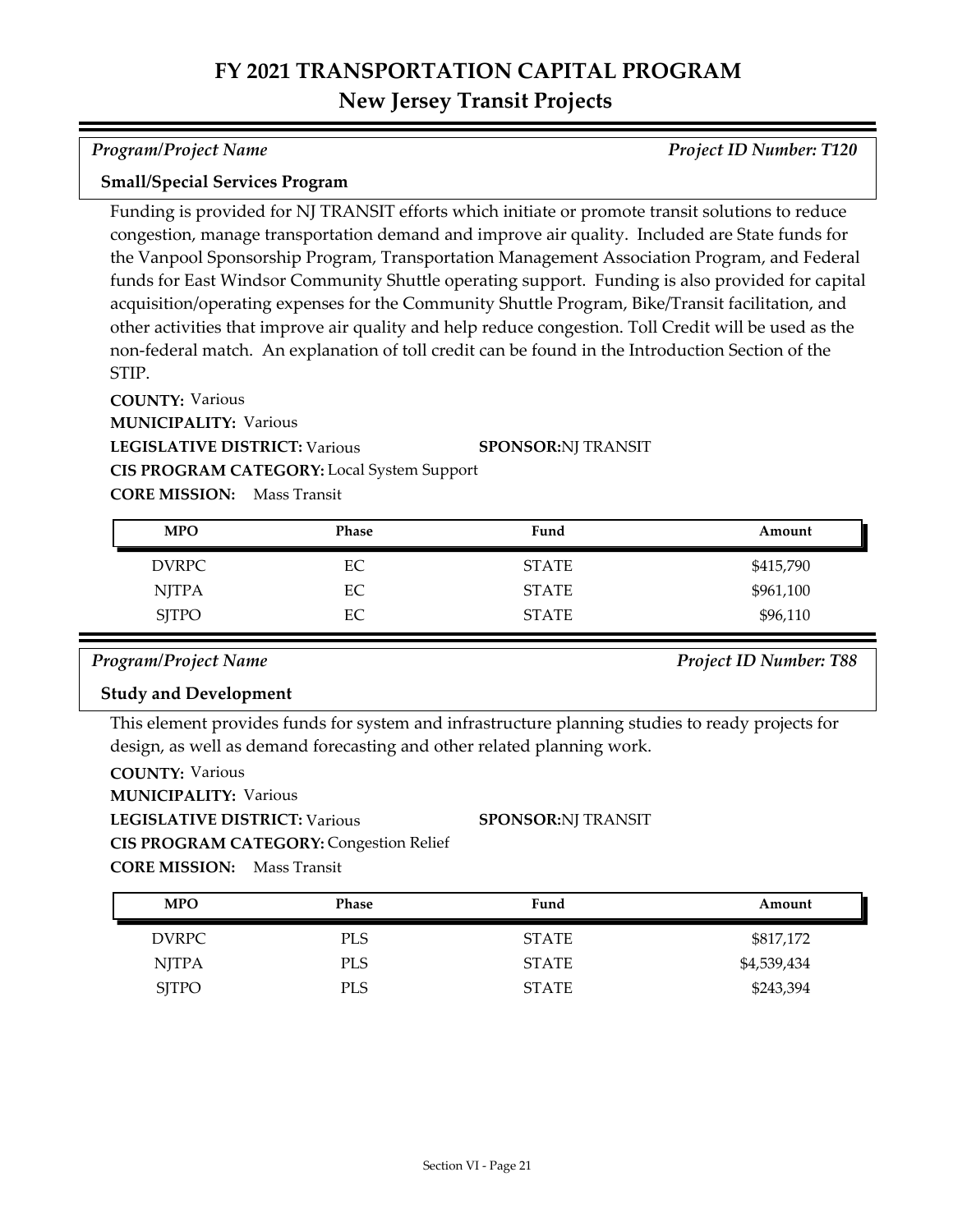# FY 2021 TRANSPORTATION CAPITAL PROGRAM
## New Jersey Transit Projects

*Program/Project Name* *Project ID Number: T120*

### Small/Special Services Program

Funding is provided for NJ TRANSIT efforts which initiate or promote transit solutions to reduce congestion, manage transportation demand and improve air quality. Included are State funds for the Vanpool Sponsorship Program, Transportation Management Association Program, and Federal funds for East Windsor Community Shuttle operating support. Funding is also provided for capital acquisition/operating expenses for the Community Shuttle Program, Bike/Transit facilitation, and other activities that improve air quality and help reduce congestion. Toll Credit will be used as the non-federal match. An explanation of toll credit can be found in the Introduction Section of the STIP.

**COUNTY:** Various
**MUNICIPALITY:** Various
**LEGISLATIVE DISTRICT:** Various **SPONSOR:** NJ TRANSIT
**CIS PROGRAM CATEGORY:** Local System Support
**CORE MISSION:** Mass Transit

| MPO | Phase | Fund | Amount |
|---|---|---|---|
| DVRPC | EC | STATE | $415,790 |
| NJTPA | EC | STATE | $961,100 |
| SJTPO | EC | STATE | $96,110 |

*Program/Project Name* *Project ID Number: T88*

### Study and Development

This element provides funds for system and infrastructure planning studies to ready projects for design, as well as demand forecasting and other related planning work.

**COUNTY:** Various
**MUNICIPALITY:** Various
**LEGISLATIVE DISTRICT:** Various **SPONSOR:** NJ TRANSIT
**CIS PROGRAM CATEGORY:** Congestion Relief
**CORE MISSION:** Mass Transit

| MPO | Phase | Fund | Amount |
|---|---|---|---|
| DVRPC | PLS | STATE | $817,172 |
| NJTPA | PLS | STATE | $4,539,434 |
| SJTPO | PLS | STATE | $243,394 |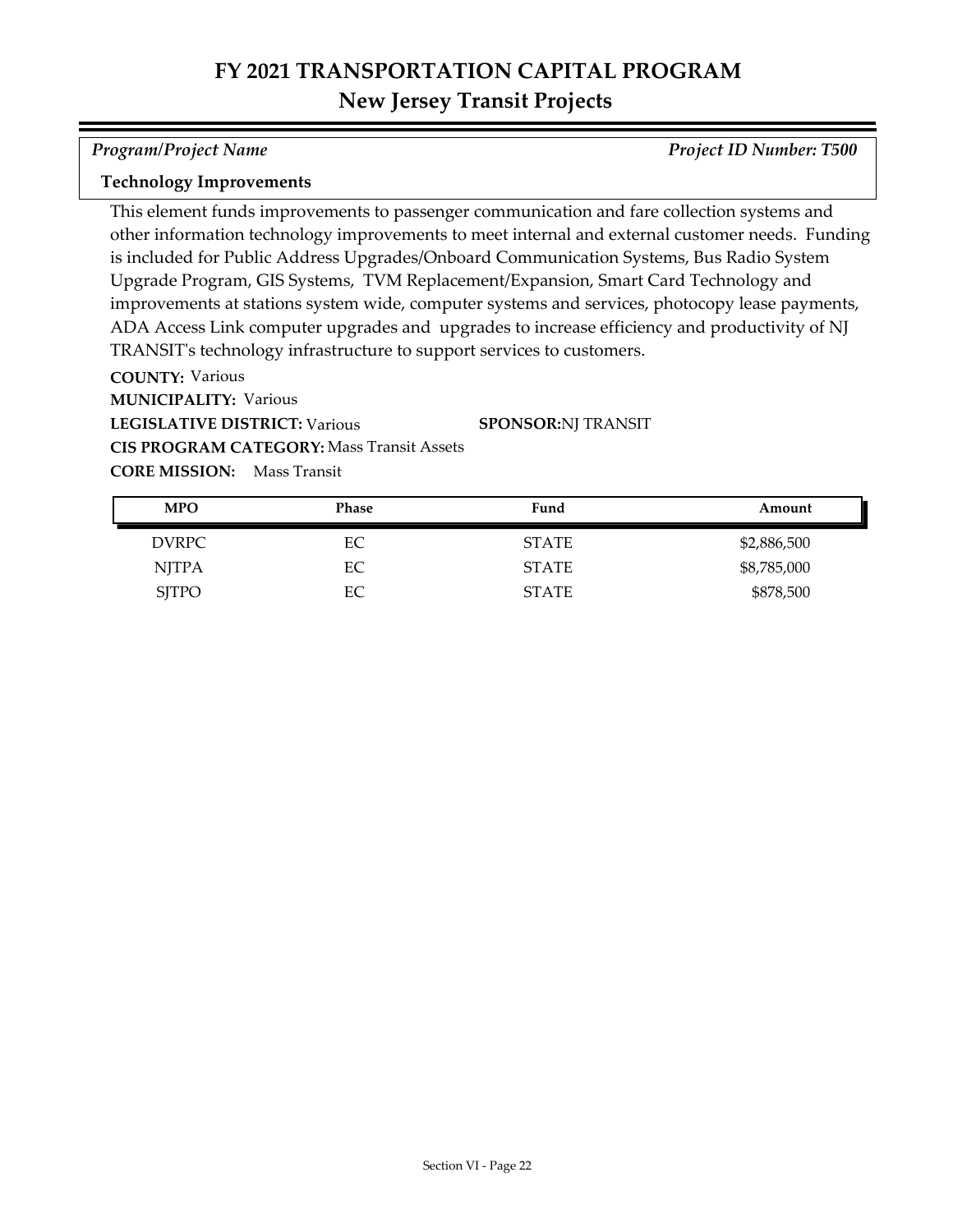# FY 2021 TRANSPORTATION CAPITAL PROGRAM
## New Jersey Transit Projects

*Program/Project Name* | *Project ID Number: T500*

**Technology Improvements**

This element funds improvements to passenger communication and fare collection systems and other information technology improvements to meet internal and external customer needs. Funding is included for Public Address Upgrades/Onboard Communication Systems, Bus Radio System Upgrade Program, GIS Systems, TVM Replacement/Expansion, Smart Card Technology and improvements at stations system wide, computer systems and services, photocopy lease payments, ADA Access Link computer upgrades and upgrades to increase efficiency and productivity of NJ TRANSIT's technology infrastructure to support services to customers.

**COUNTY:** Various
**MUNICIPALITY:** Various
**LEGISLATIVE DISTRICT:** Various
**SPONSOR:** NJ TRANSIT
**CIS PROGRAM CATEGORY:** Mass Transit Assets
**CORE MISSION:** Mass Transit

| MPO | Phase | Fund | Amount |
|---|---|---|---|
| DVRPC | EC | STATE | $2,886,500 |
| NJTPA | EC | STATE | $8,785,000 |
| SJTPO | EC | STATE | $878,500 |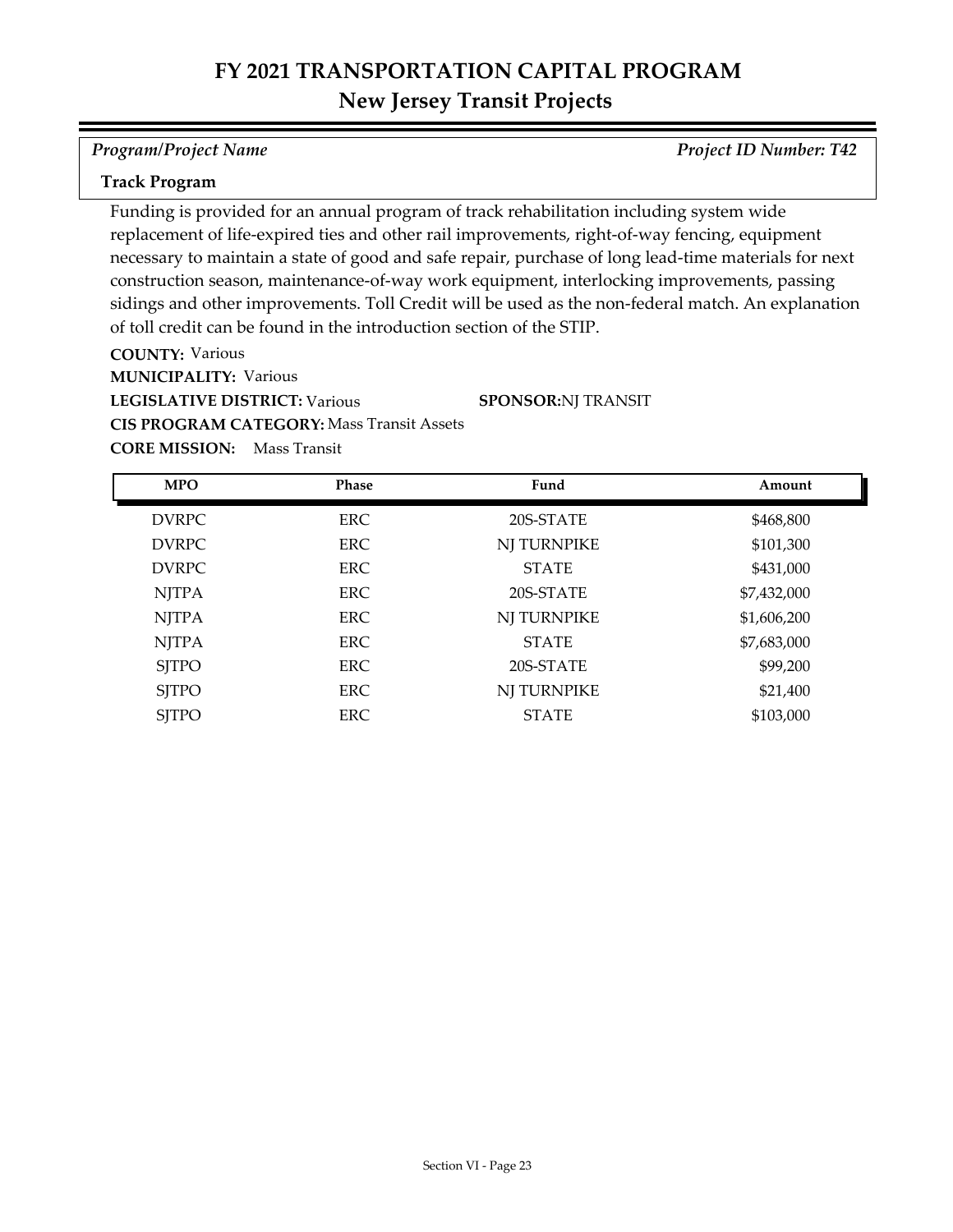# FY 2021 TRANSPORTATION CAPITAL PROGRAM

## New Jersey Transit Projects

*Program/Project Name* | *Project ID Number: T42*

**Track Program**

Funding is provided for an annual program of track rehabilitation including system wide replacement of life-expired ties and other rail improvements, right-of-way fencing, equipment necessary to maintain a state of good and safe repair, purchase of long lead-time materials for next construction season, maintenance-of-way work equipment, interlocking improvements, passing sidings and other improvements. Toll Credit will be used as the non-federal match. An explanation of toll credit can be found in the introduction section of the STIP.

**COUNTY:** Various

**MUNICIPALITY:** Various

**LEGISLATIVE DISTRICT:** Various

**SPONSOR:** NJ TRANSIT

**CIS PROGRAM CATEGORY:** Mass Transit Assets

**CORE MISSION:** Mass Transit

| MPO | Phase | Fund | Amount |
|---|---|---|---|
| DVRPC | ERC | 20S-STATE | $468,800 |
| DVRPC | ERC | NJ TURNPIKE | $101,300 |
| DVRPC | ERC | STATE | $431,000 |
| NJTPA | ERC | 20S-STATE | $7,432,000 |
| NJTPA | ERC | NJ TURNPIKE | $1,606,200 |
| NJTPA | ERC | STATE | $7,683,000 |
| SJTPO | ERC | 20S-STATE | $99,200 |
| SJTPO | ERC | NJ TURNPIKE | $21,400 |
| SJTPO | ERC | STATE | $103,000 |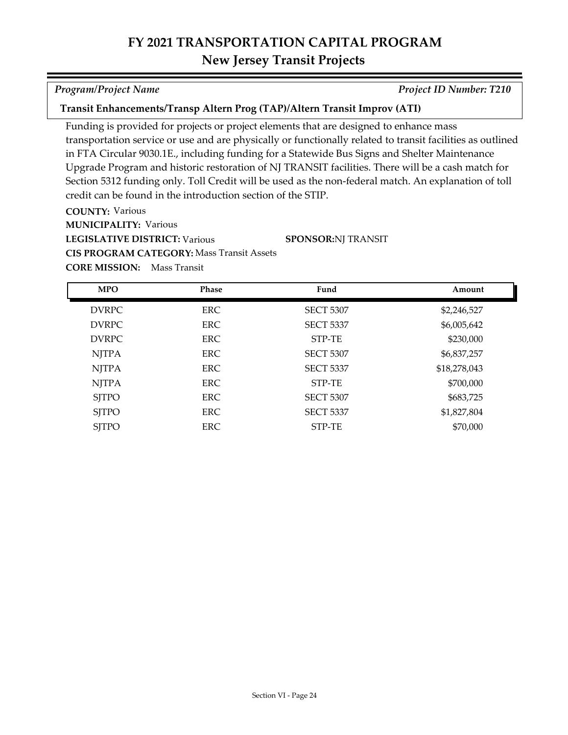# FY 2021 TRANSPORTATION CAPITAL PROGRAM
## New Jersey Transit Projects

*Program/Project Name* *Project ID Number: T210*

**Transit Enhancements/Transp Altern Prog (TAP)/Altern Transit Improv (ATI)**

Funding is provided for projects or project elements that are designed to enhance mass transportation service or use and are physically or functionally related to transit facilities as outlined in FTA Circular 9030.1E., including funding for a Statewide Bus Signs and Shelter Maintenance Upgrade Program and historic restoration of NJ TRANSIT facilities. There will be a cash match for Section 5312 funding only. Toll Credit will be used as the non-federal match. An explanation of toll credit can be found in the introduction section of the STIP.

**COUNTY:** Various
**MUNICIPALITY:** Various
**LEGISLATIVE DISTRICT:** Various **SPONSOR:** NJ TRANSIT
**CIS PROGRAM CATEGORY:** Mass Transit Assets
**CORE MISSION:** Mass Transit

| MPO | Phase | Fund | Amount |
|---|---|---|---|
| DVRPC | ERC | SECT 5307 | $2,246,527 |
| DVRPC | ERC | SECT 5337 | $6,005,642 |
| DVRPC | ERC | STP-TE | $230,000 |
| NJTPA | ERC | SECT 5307 | $6,837,257 |
| NJTPA | ERC | SECT 5337 | $18,278,043 |
| NJTPA | ERC | STP-TE | $700,000 |
| SJTPO | ERC | SECT 5307 | $683,725 |
| SJTPO | ERC | SECT 5337 | $1,827,804 |
| SJTPO | ERC | STP-TE | $70,000 |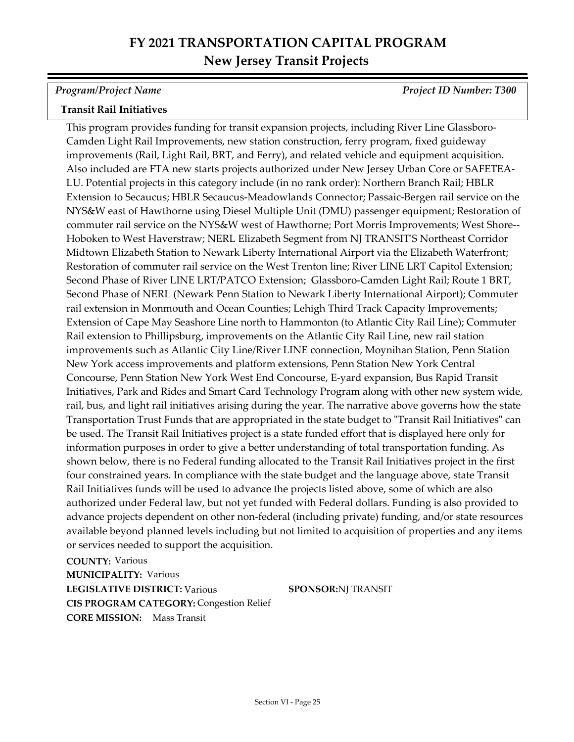# FY 2021 TRANSPORTATION CAPITAL PROGRAM
## New Jersey Transit Projects

*Program/Project Name* *Project ID Number: T300*

**Transit Rail Initiatives**

This program provides funding for transit expansion projects, including River Line Glassboro-Camden Light Rail Improvements, new station construction, ferry program, fixed guideway improvements (Rail, Light Rail, BRT, and Ferry), and related vehicle and equipment acquisition. Also included are FTA new starts projects authorized under New Jersey Urban Core or SAFETEA-LU. Potential projects in this category include (in no rank order): Northern Branch Rail; HBLR Extension to Secaucus; HBLR Secaucus-Meadowlands Connector; Passaic-Bergen rail service on the NYS&W east of Hawthorne using Diesel Multiple Unit (DMU) passenger equipment; Restoration of commuter rail service on the NYS&W west of Hawthorne; Port Morris Improvements; West Shore--Hoboken to West Haverstraw; NERL Elizabeth Segment from NJ TRANSIT'S Northeast Corridor Midtown Elizabeth Station to Newark Liberty International Airport via the Elizabeth Waterfront; Restoration of commuter rail service on the West Trenton line; River LINE LRT Capitol Extension; Second Phase of River LINE LRT/PATCO Extension; Glassboro-Camden Light Rail; Route 1 BRT, Second Phase of NERL (Newark Penn Station to Newark Liberty International Airport); Commuter rail extension in Monmouth and Ocean Counties; Lehigh Third Track Capacity Improvements; Extension of Cape May Seashore Line north to Hammonton (to Atlantic City Rail Line); Commuter Rail extension to Phillipsburg, improvements on the Atlantic City Rail Line, new rail station improvements such as Atlantic City Line/River LINE connection, Moynihan Station, Penn Station New York access improvements and platform extensions, Penn Station New York Central Concourse, Penn Station New York West End Concourse, E-yard expansion, Bus Rapid Transit Initiatives, Park and Rides and Smart Card Technology Program along with other new system wide, rail, bus, and light rail initiatives arising during the year. The narrative above governs how the state Transportation Trust Funds that are appropriated in the state budget to "Transit Rail Initiatives" can be used. The Transit Rail Initiatives project is a state funded effort that is displayed here only for information purposes in order to give a better understanding of total transportation funding. As shown below, there is no Federal funding allocated to the Transit Rail Initiatives project in the first four constrained years. In compliance with the state budget and the language above, state Transit Rail Initiatives funds will be used to advance the projects listed above, some of which are also authorized under Federal law, but not yet funded with Federal dollars. Funding is also provided to advance projects dependent on other non-federal (including private) funding, and/or state resources available beyond planned levels including but not limited to acquisition of properties and any items or services needed to support the acquisition.

**COUNTY:** Various
**MUNICIPALITY:** Various
**LEGISLATIVE DISTRICT:** Various
**SPONSOR:** NJ TRANSIT
**CIS PROGRAM CATEGORY:** Congestion Relief
**CORE MISSION:** Mass Transit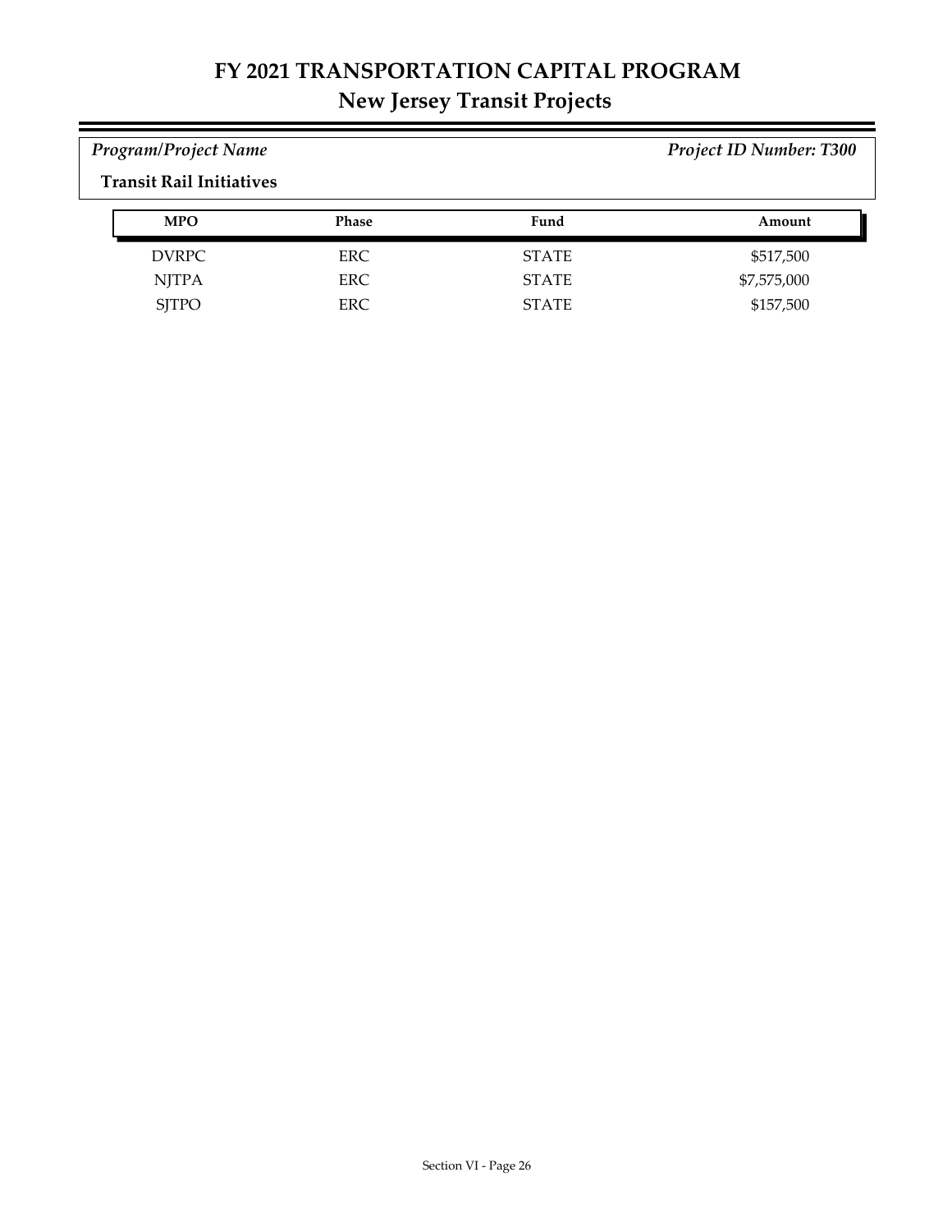# FY 2021 TRANSPORTATION CAPITAL PROGRAM
## New Jersey Transit Projects

*Program/Project Name* | *Project ID Number: T300*

**Transit Rail Initiatives**

| MPO | Phase | Fund | Amount |
|---|---|---|---|
| DVRPC | ERC | STATE | $517,500 |
| NJTPA | ERC | STATE | $7,575,000 |
| SJTPO | ERC | STATE | $157,500 |